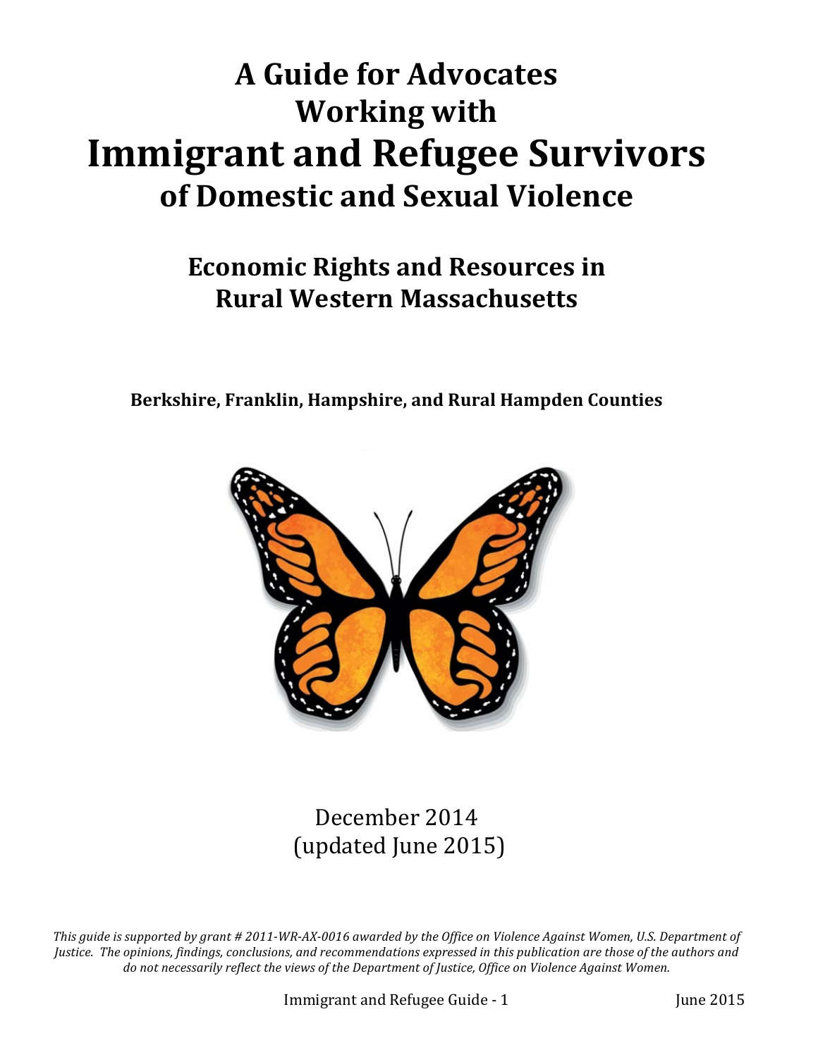# A Guide for Advocates Working with Immigrant and Refugee Survivors of Domestic and Sexual Violence

## Economic Rights and Resources in Rural Western Massachusetts

**Berkshire, Franklin, Hampshire, and Rural Hampden Counties**

December 2014
(updated June 2015)

*This guide is supported by grant # 2011-WR-AX-0016 awarded by the Office on Violence Against Women, U.S. Department of Justice. The opinions, findings, conclusions, and recommendations expressed in this publication are those of the authors and do not necessarily reflect the views of the Department of Justice, Office on Violence Against Women.*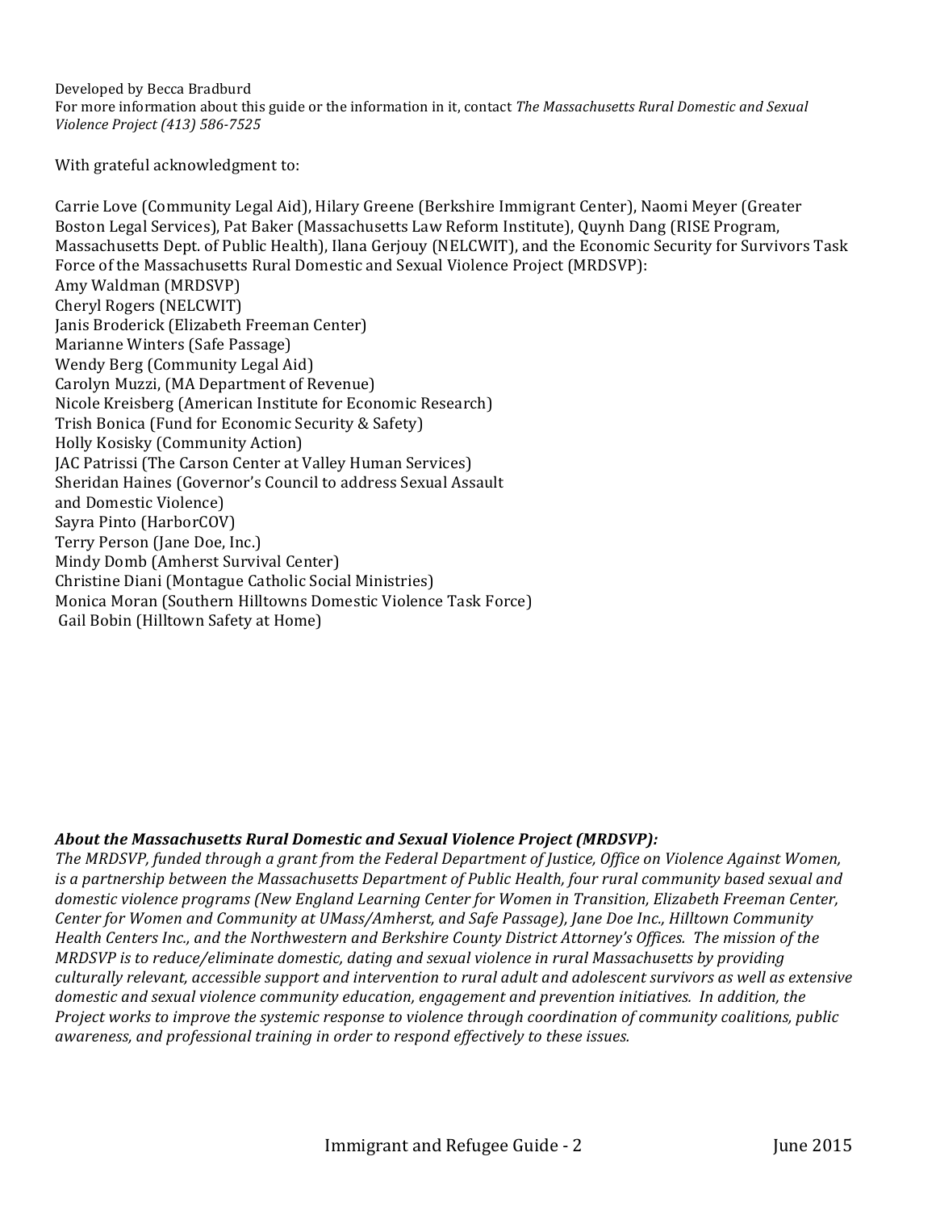Developed by Becca Bradburd
For more information about this guide or the information in it, contact *The Massachusetts Rural Domestic and Sexual Violence Project (413) 586-7525*

With grateful acknowledgment to:

Carrie Love (Community Legal Aid), Hilary Greene (Berkshire Immigrant Center), Naomi Meyer (Greater Boston Legal Services), Pat Baker (Massachusetts Law Reform Institute), Quynh Dang (RISE Program, Massachusetts Dept. of Public Health), Ilana Gerjouy (NELCWIT), and the Economic Security for Survivors Task Force of the Massachusetts Rural Domestic and Sexual Violence Project (MRDSVP):
Amy Waldman (MRDSVP)
Cheryl Rogers (NELCWIT)
Janis Broderick (Elizabeth Freeman Center)
Marianne Winters (Safe Passage)
Wendy Berg (Community Legal Aid)
Carolyn Muzzi, (MA Department of Revenue)
Nicole Kreisberg (American Institute for Economic Research)
Trish Bonica (Fund for Economic Security & Safety)
Holly Kosisky (Community Action)
JAC Patrissi (The Carson Center at Valley Human Services)
Sheridan Haines (Governor's Council to address Sexual Assault and Domestic Violence)
Sayra Pinto (HarborCOV)
Terry Person (Jane Doe, Inc.)
Mindy Domb (Amherst Survival Center)
Christine Diani (Montague Catholic Social Ministries)
Monica Moran (Southern Hilltowns Domestic Violence Task Force)
Gail Bobin (Hilltown Safety at Home)

***About the Massachusetts Rural Domestic and Sexual Violence Project (MRDSVP):***
*The MRDSVP, funded through a grant from the Federal Department of Justice, Office on Violence Against Women, is a partnership between the Massachusetts Department of Public Health, four rural community based sexual and domestic violence programs (New England Learning Center for Women in Transition, Elizabeth Freeman Center, Center for Women and Community at UMass/Amherst, and Safe Passage), Jane Doe Inc., Hilltown Community Health Centers Inc., and the Northwestern and Berkshire County District Attorney's Offices. The mission of the MRDSVP is to reduce/eliminate domestic, dating and sexual violence in rural Massachusetts by providing culturally relevant, accessible support and intervention to rural adult and adolescent survivors as well as extensive domestic and sexual violence community education, engagement and prevention initiatives. In addition, the Project works to improve the systemic response to violence through coordination of community coalitions, public awareness, and professional training in order to respond effectively to these issues.*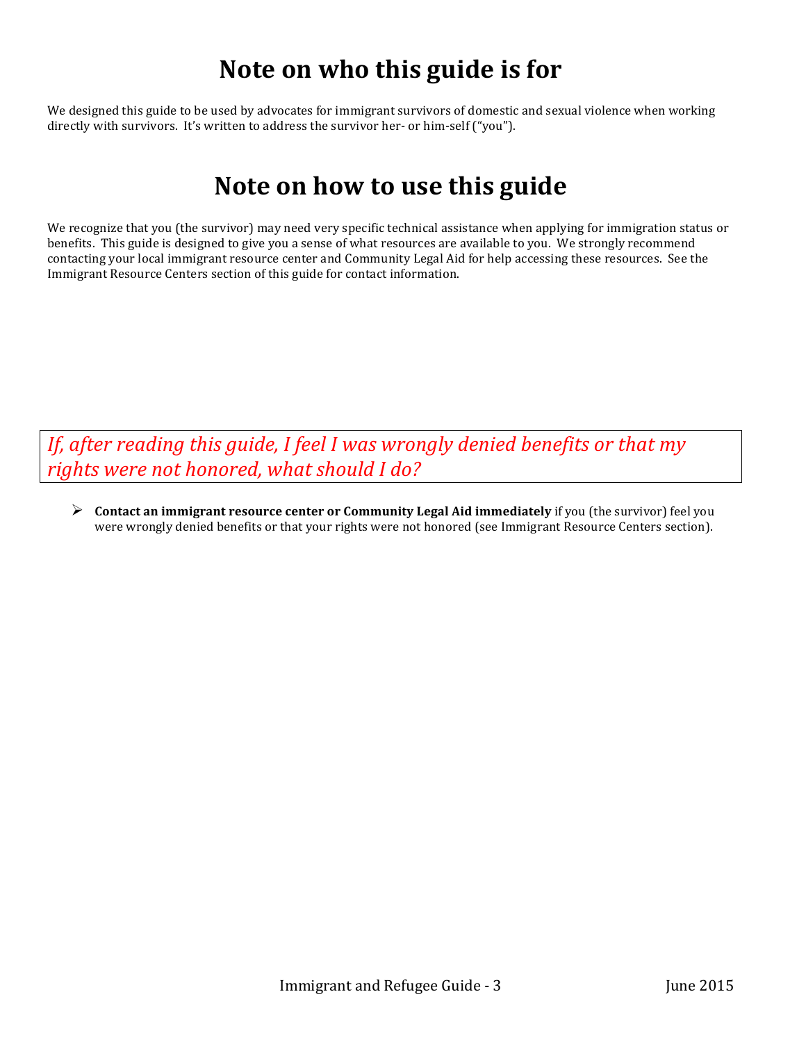# Note on who this guide is for

We designed this guide to be used by advocates for immigrant survivors of domestic and sexual violence when working directly with survivors. It's written to address the survivor her- or him-self ("you").

# Note on how to use this guide

We recognize that you (the survivor) may need very specific technical assistance when applying for immigration status or benefits. This guide is designed to give you a sense of what resources are available to you. We strongly recommend contacting your local immigrant resource center and Community Legal Aid for help accessing these resources. See the Immigrant Resource Centers section of this guide for contact information.

## *If, after reading this guide, I feel I was wrongly denied benefits or that my rights were not honored, what should I do?*

- **Contact an immigrant resource center or Community Legal Aid immediately** if you (the survivor) feel you were wrongly denied benefits or that your rights were not honored (see Immigrant Resource Centers section).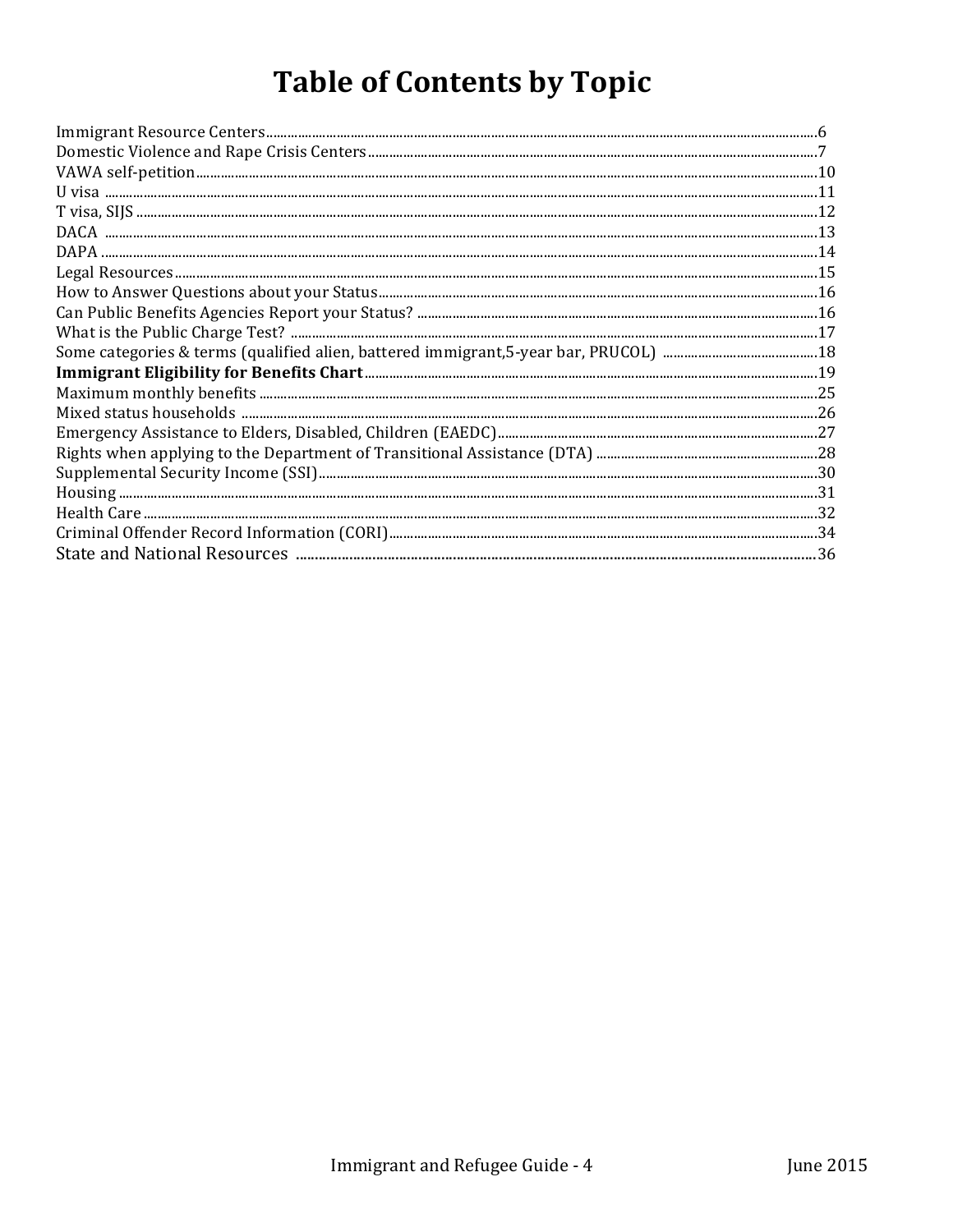# Table of Contents by Topic

Immigrant Resource Centers....6
Domestic Violence and Rape Crisis Centers....7
VAWA self-petition....10
U visa....11
T visa, SIJS....12
DACA....13
DAPA....14
Legal Resources....15
How to Answer Questions about your Status....16
Can Public Benefits Agencies Report your Status?....16
What is the Public Charge Test?....17
Some categories & terms (qualified alien, battered immigrant,5-year bar, PRUCOL)....18
**Immigrant Eligibility for Benefits Chart**....19
Maximum monthly benefits....25
Mixed status households....26
Emergency Assistance to Elders, Disabled, Children (EAEDC)....27
Rights when applying to the Department of Transitional Assistance (DTA)....28
Supplemental Security Income (SSI)....30
Housing....31
Health Care....32
Criminal Offender Record Information (CORI)....34
State and National Resources....36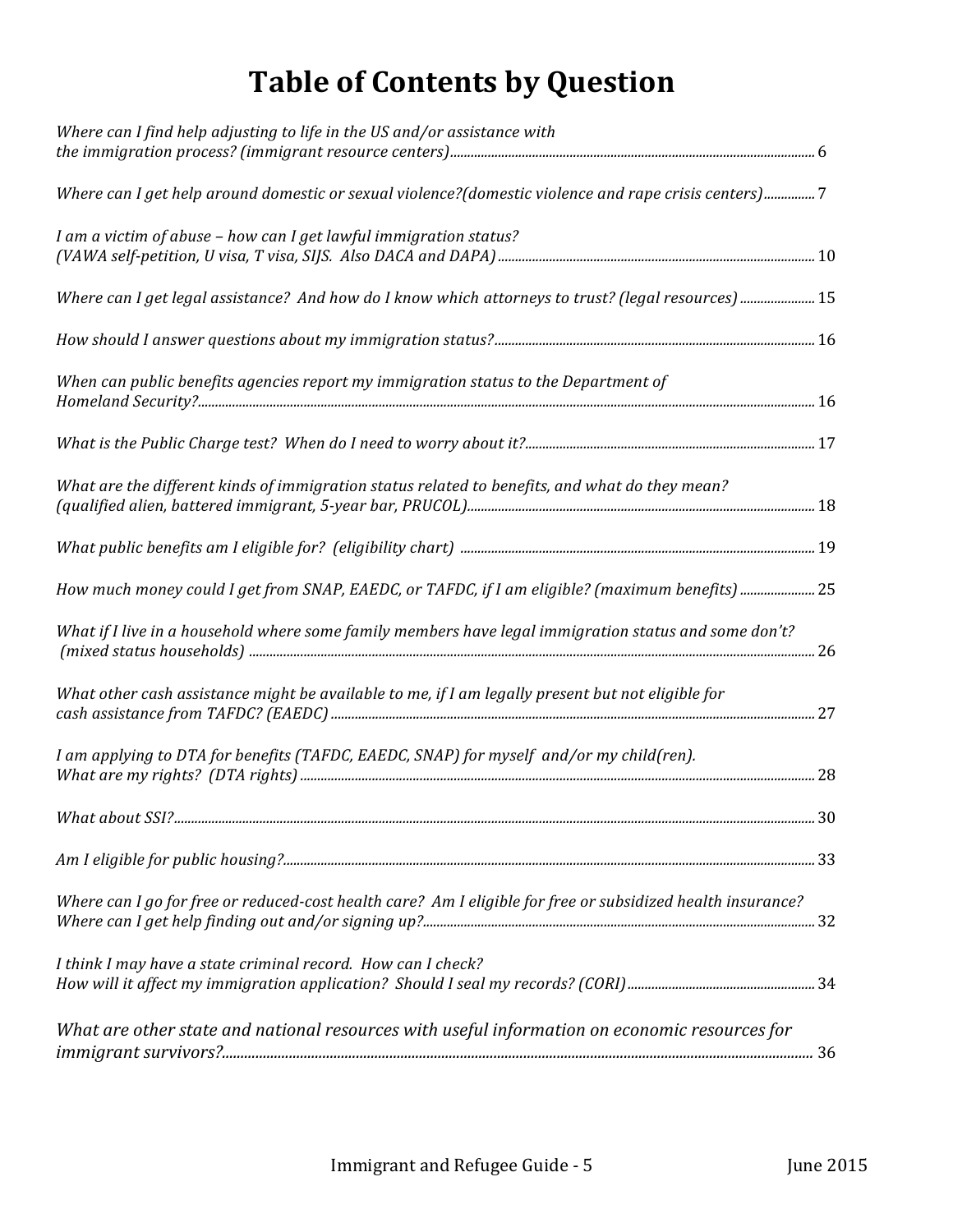# Table of Contents by Question

*Where can I find help adjusting to life in the US and/or assistance with the immigration process? (immigrant resource centers)* ........ 6

*Where can I get help around domestic or sexual violence?(domestic violence and rape crisis centers)* ........ 7

*I am a victim of abuse – how can I get lawful immigration status? (VAWA self-petition, U visa, T visa, SIJS. Also DACA and DAPA)* ........ 10

*Where can I get legal assistance? And how do I know which attorneys to trust? (legal resources)* ........ 15

*How should I answer questions about my immigration status?* ........ 16

*When can public benefits agencies report my immigration status to the Department of Homeland Security?* ........ 16

*What is the Public Charge test? When do I need to worry about it?* ........ 17

*What are the different kinds of immigration status related to benefits, and what do they mean? (qualified alien, battered immigrant, 5-year bar, PRUCOL)* ........ 18

*What public benefits am I eligible for? (eligibility chart)* ........ 19

*How much money could I get from SNAP, EAEDC, or TAFDC, if I am eligible? (maximum benefits)* ........ 25

*What if I live in a household where some family members have legal immigration status and some don't? (mixed status households)* ........ 26

*What other cash assistance might be available to me, if I am legally present but not eligible for cash assistance from TAFDC? (EAEDC)* ........ 27

*I am applying to DTA for benefits (TAFDC, EAEDC, SNAP) for myself and/or my child(ren). What are my rights? (DTA rights)* ........ 28

*What about SSI?* ........ 30

*Am I eligible for public housing?* ........ 33

*Where can I go for free or reduced-cost health care? Am I eligible for free or subsidized health insurance? Where can I get help finding out and/or signing up?* ........ 32

*I think I may have a state criminal record. How can I check? How will it affect my immigration application? Should I seal my records? (CORI)* ........ 34

*What are other state and national resources with useful information on economic resources for immigrant survivors?* ........ 36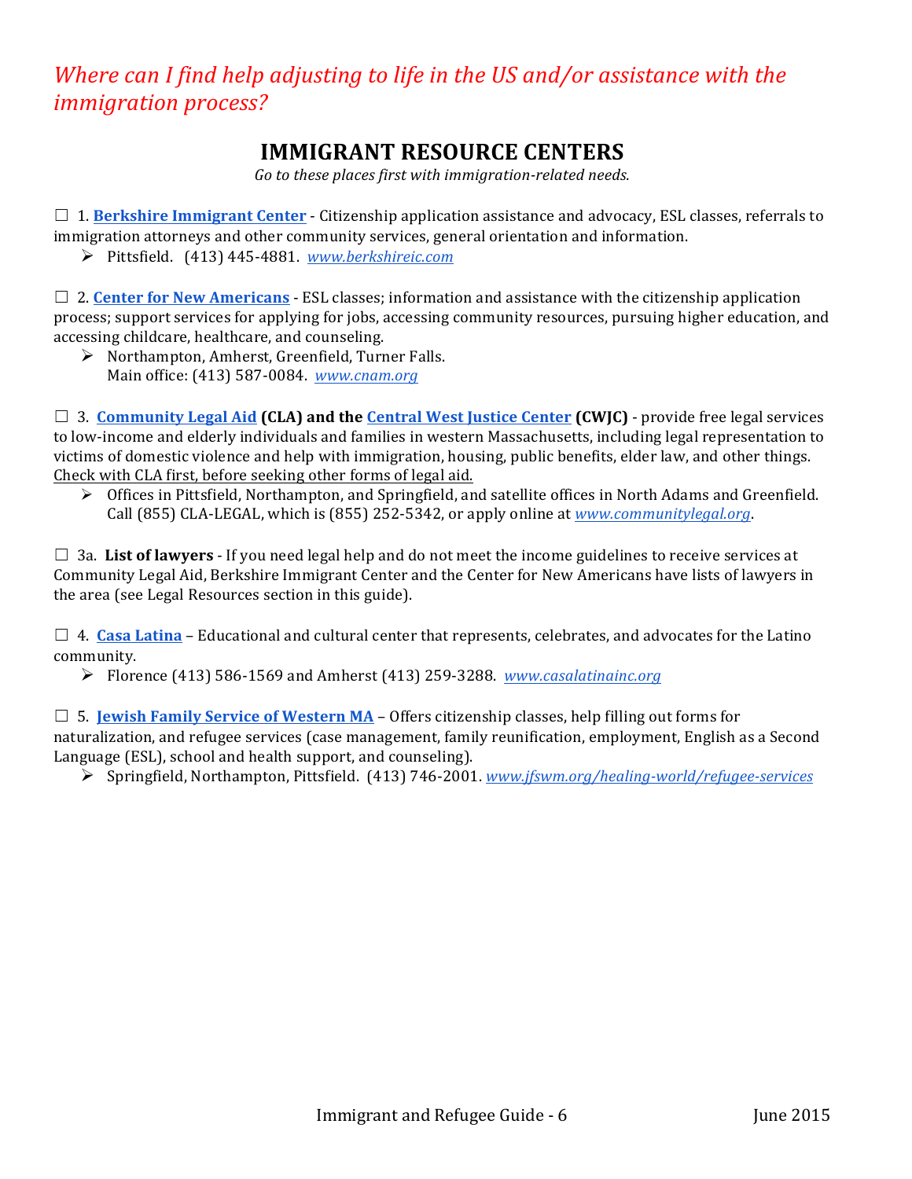*Where can I find help adjusting to life in the US and/or assistance with the immigration process?*

# IMMIGRANT RESOURCE CENTERS

*Go to these places first with immigration-related needs.*

☐ 1. **Berkshire Immigrant Center** - Citizenship application assistance and advocacy, ESL classes, referrals to immigration attorneys and other community services, general orientation and information.

- Pittsfield. (413) 445-4881. *www.berkshireic.com*

☐ 2. **Center for New Americans** - ESL classes; information and assistance with the citizenship application process; support services for applying for jobs, accessing community resources, pursuing higher education, and accessing childcare, healthcare, and counseling.

- Northampton, Amherst, Greenfield, Turner Falls. Main office: (413) 587-0084. *www.cnam.org*

☐ 3. **Community Legal Aid (CLA) and the Central West Justice Center (CWJC)** - provide free legal services to low-income and elderly individuals and families in western Massachusetts, including legal representation to victims of domestic violence and help with immigration, housing, public benefits, elder law, and other things. <u>Check with CLA first, before seeking other forms of legal aid.</u>

- Offices in Pittsfield, Northampton, and Springfield, and satellite offices in North Adams and Greenfield. Call (855) CLA-LEGAL, which is (855) 252-5342, or apply online at *www.communitylegal.org*.

☐ 3a. **List of lawyers** - If you need legal help and do not meet the income guidelines to receive services at Community Legal Aid, Berkshire Immigrant Center and the Center for New Americans have lists of lawyers in the area (see Legal Resources section in this guide).

☐ 4. **Casa Latina** – Educational and cultural center that represents, celebrates, and advocates for the Latino community.

- Florence (413) 586-1569 and Amherst (413) 259-3288. *www.casalatinainc.org*

☐ 5. **Jewish Family Service of Western MA** – Offers citizenship classes, help filling out forms for naturalization, and refugee services (case management, family reunification, employment, English as a Second Language (ESL), school and health support, and counseling).

- Springfield, Northampton, Pittsfield. (413) 746-2001. *www.jfswm.org/healing-world/refugee-services*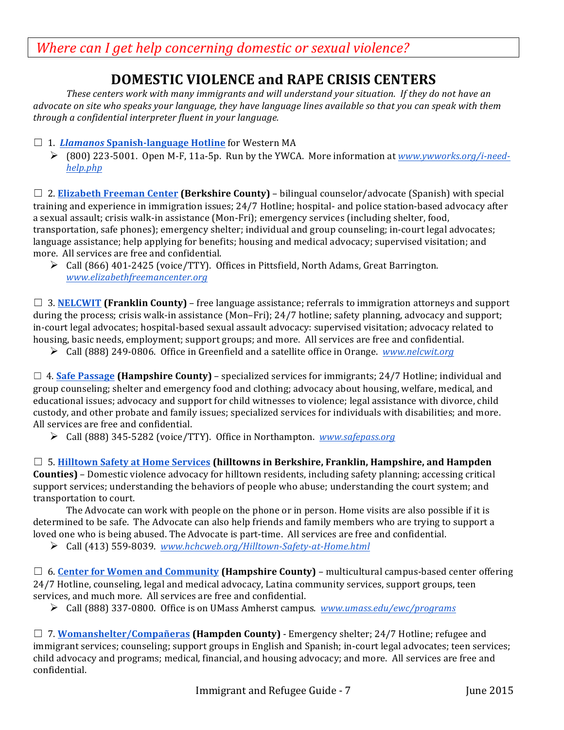*Where can I get help concerning domestic or sexual violence?*

## DOMESTIC VIOLENCE and RAPE CRISIS CENTERS

*These centers work with many immigrants and will understand your situation. If they do not have an advocate on site who speaks your language, they have language lines available so that you can speak with them through a confidential interpreter fluent in your language.*

☐ 1. ***Llamanos* Spanish-language Hotline** for Western MA

- (800) 223-5001. Open M-F, 11a-5p. Run by the YWCA. More information at *www.ywworks.org/i-need-help.php*

☐ 2. **Elizabeth Freeman Center (Berkshire County)** – bilingual counselor/advocate (Spanish) with special training and experience in immigration issues; 24/7 Hotline; hospital- and police station-based advocacy after a sexual assault; crisis walk-in assistance (Mon-Fri); emergency services (including shelter, food, transportation, safe phones); emergency shelter; individual and group counseling; in-court legal advocates; language assistance; help applying for benefits; housing and medical advocacy; supervised visitation; and more. All services are free and confidential.

- Call (866) 401-2425 (voice/TTY). Offices in Pittsfield, North Adams, Great Barrington. *www.elizabethfreemancenter.org*

☐ 3. **NELCWIT (Franklin County)** – free language assistance; referrals to immigration attorneys and support during the process; crisis walk-in assistance (Mon–Fri); 24/7 hotline; safety planning, advocacy and support; in-court legal advocates; hospital-based sexual assault advocacy: supervised visitation; advocacy related to housing, basic needs, employment; support groups; and more. All services are free and confidential.

- Call (888) 249-0806. Office in Greenfield and a satellite office in Orange. *www.nelcwit.org*

☐ 4. **Safe Passage (Hampshire County)** – specialized services for immigrants; 24/7 Hotline; individual and group counseling; shelter and emergency food and clothing; advocacy about housing, welfare, medical, and educational issues; advocacy and support for child witnesses to violence; legal assistance with divorce, child custody, and other probate and family issues; specialized services for individuals with disabilities; and more. All services are free and confidential.

- Call (888) 345-5282 (voice/TTY). Office in Northampton. *www.safepass.org*

☐ 5. **Hilltown Safety at Home Services (hilltowns in Berkshire, Franklin, Hampshire, and Hampden Counties)** – Domestic violence advocacy for hilltown residents, including safety planning; accessing critical support services; understanding the behaviors of people who abuse; understanding the court system; and transportation to court.

The Advocate can work with people on the phone or in person. Home visits are also possible if it is determined to be safe. The Advocate can also help friends and family members who are trying to support a loved one who is being abused. The Advocate is part-time. All services are free and confidential.

- Call (413) 559-8039. *www.hchcweb.org/Hilltown-Safety-at-Home.html*

☐ 6. **Center for Women and Community (Hampshire County)** – multicultural campus-based center offering 24/7 Hotline, counseling, legal and medical advocacy, Latina community services, support groups, teen services, and much more. All services are free and confidential.

- Call (888) 337-0800. Office is on UMass Amherst campus. *www.umass.edu/ewc/programs*

☐ 7. **Womanshelter/Compañeras (Hampden County)** - Emergency shelter; 24/7 Hotline; refugee and immigrant services; counseling; support groups in English and Spanish; in-court legal advocates; teen services; child advocacy and programs; medical, financial, and housing advocacy; and more. All services are free and confidential.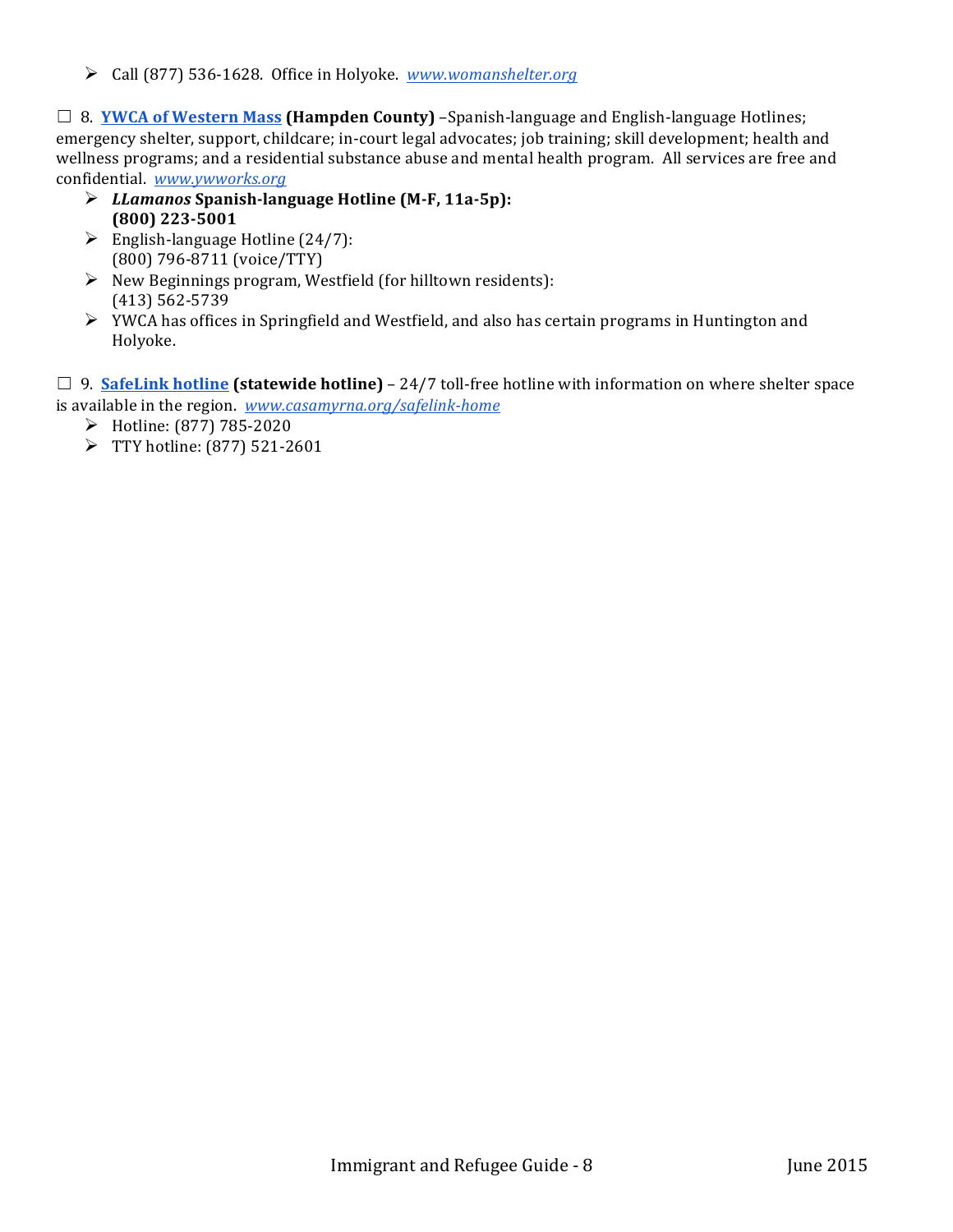- Call (877) 536-1628. Office in Holyoke. *www.womanshelter.org*

☐ 8. **YWCA of Western Mass** **(Hampden County)** –Spanish-language and English-language Hotlines; emergency shelter, support, childcare; in-court legal advocates; job training; skill development; health and wellness programs; and a residential substance abuse and mental health program. All services are free and confidential. *www.ywworks.org*

- ***LLamanos*** **Spanish-language Hotline (M-F, 11a-5p):** **(800) 223-5001**
- English-language Hotline (24/7): (800) 796-8711 (voice/TTY)
- New Beginnings program, Westfield (for hilltown residents): (413) 562-5739
- YWCA has offices in Springfield and Westfield, and also has certain programs in Huntington and Holyoke.

☐ 9. **SafeLink hotline** **(statewide hotline)** – 24/7 toll-free hotline with information on where shelter space is available in the region. *www.casamyrna.org/safelink-home*

- Hotline: (877) 785-2020
- TTY hotline: (877) 521-2601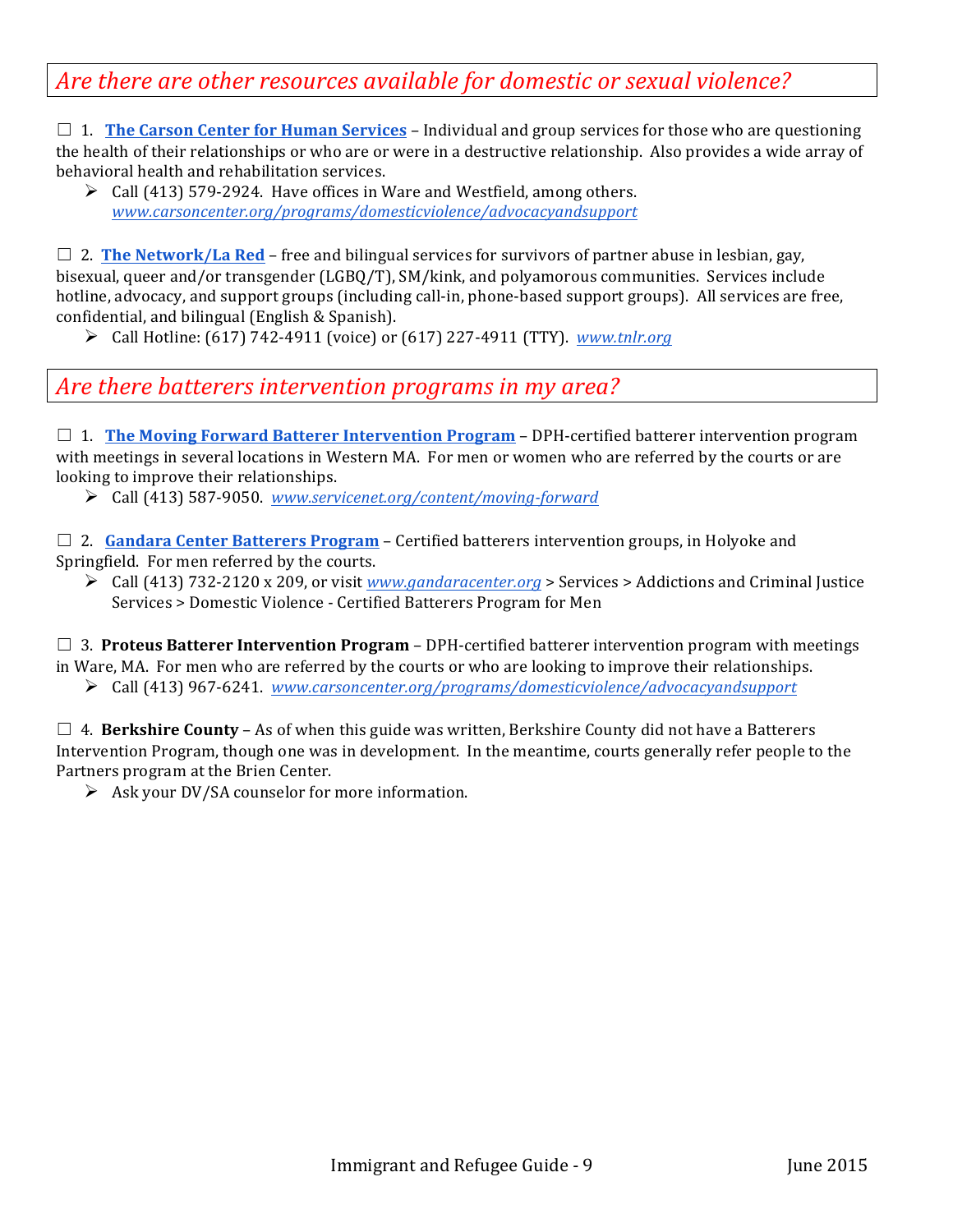## *Are there are other resources available for domestic or sexual violence?*

☐ 1. **The Carson Center for Human Services** – Individual and group services for those who are questioning the health of their relationships or who are or were in a destructive relationship. Also provides a wide array of behavioral health and rehabilitation services.

- Call (413) 579-2924. Have offices in Ware and Westfield, among others. *www.carsoncenter.org/programs/domesticviolence/advocacyandsupport*

☐ 2. **The Network/La Red** – free and bilingual services for survivors of partner abuse in lesbian, gay, bisexual, queer and/or transgender (LGBQ/T), SM/kink, and polyamorous communities. Services include hotline, advocacy, and support groups (including call-in, phone-based support groups). All services are free, confidential, and bilingual (English & Spanish).

- Call Hotline: (617) 742-4911 (voice) or (617) 227-4911 (TTY). *www.tnlr.org*

## *Are there batterers intervention programs in my area?*

☐ 1. **The Moving Forward Batterer Intervention Program** – DPH-certified batterer intervention program with meetings in several locations in Western MA. For men or women who are referred by the courts or are looking to improve their relationships.

- Call (413) 587-9050. *www.servicenet.org/content/moving-forward*

☐ 2. **Gandara Center Batterers Program** – Certified batterers intervention groups, in Holyoke and Springfield. For men referred by the courts.

- Call (413) 732-2120 x 209, or visit *www.gandaracenter.org* > Services > Addictions and Criminal Justice Services > Domestic Violence - Certified Batterers Program for Men

☐ 3. **Proteus Batterer Intervention Program** – DPH-certified batterer intervention program with meetings in Ware, MA. For men who are referred by the courts or who are looking to improve their relationships.

- Call (413) 967-6241. *www.carsoncenter.org/programs/domesticviolence/advocacyandsupport*

☐ 4. **Berkshire County** – As of when this guide was written, Berkshire County did not have a Batterers Intervention Program, though one was in development. In the meantime, courts generally refer people to the Partners program at the Brien Center.

- Ask your DV/SA counselor for more information.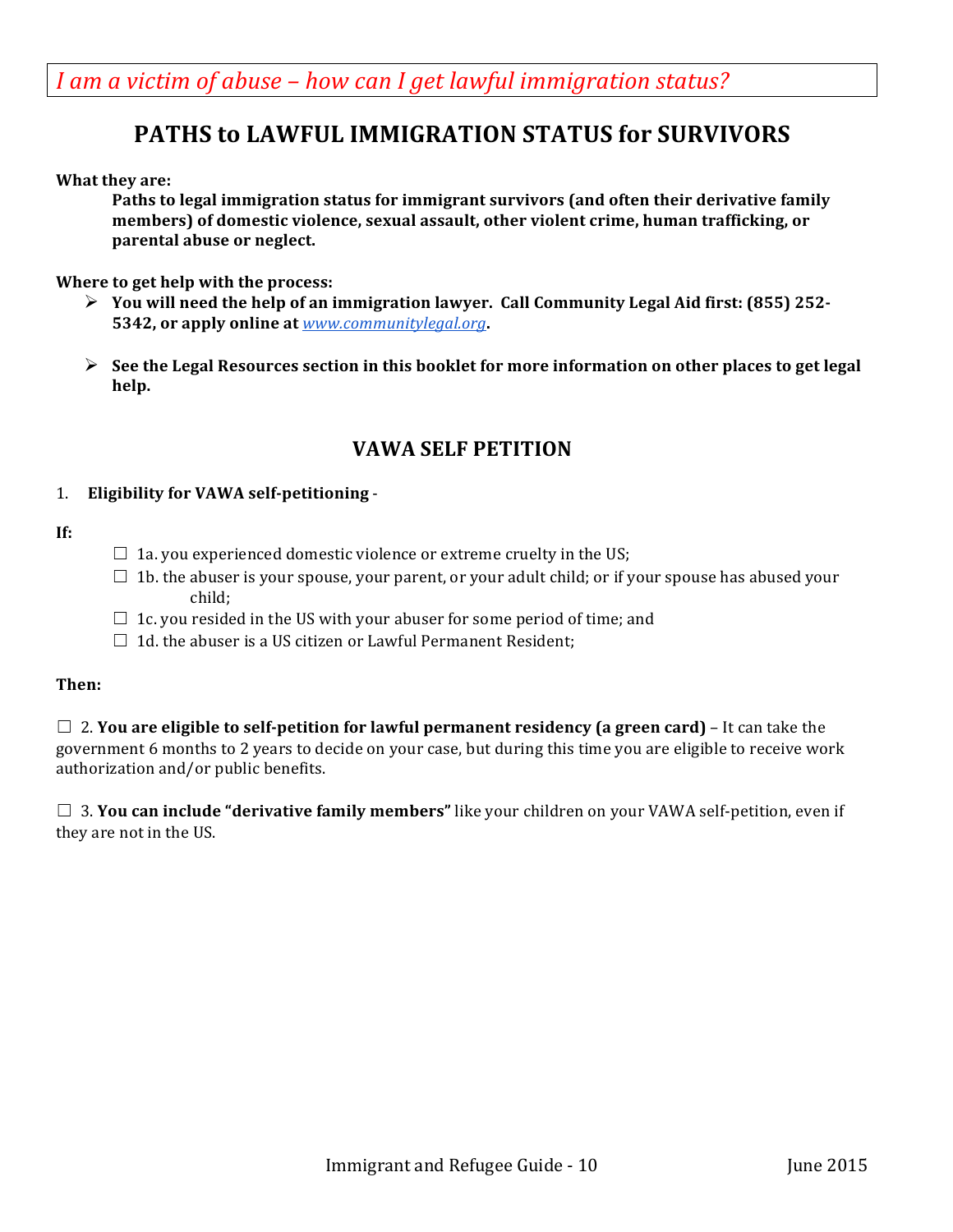*I am a victim of abuse – how can I get lawful immigration status?*

# PATHS to LAWFUL IMMIGRATION STATUS for SURVIVORS

**What they are:**

**Paths to legal immigration status for immigrant survivors (and often their derivative family members) of domestic violence, sexual assault, other violent crime, human trafficking, or parental abuse or neglect.**

**Where to get help with the process:**

- **You will need the help of an immigration lawyer. Call Community Legal Aid first: (855) 252-5342, or apply online at [www.communitylegal.org](www.communitylegal.org).**
- **See the Legal Resources section in this booklet for more information on other places to get legal help.**

## VAWA SELF PETITION

1. **Eligibility for VAWA self-petitioning** -

**If:**

- ☐ 1a. you experienced domestic violence or extreme cruelty in the US;
- ☐ 1b. the abuser is your spouse, your parent, or your adult child; or if your spouse has abused your child;
- ☐ 1c. you resided in the US with your abuser for some period of time; and
- ☐ 1d. the abuser is a US citizen or Lawful Permanent Resident;

**Then:**

☐ 2. **You are eligible to self-petition for lawful permanent residency (a green card)** – It can take the government 6 months to 2 years to decide on your case, but during this time you are eligible to receive work authorization and/or public benefits.

☐ 3. **You can include "derivative family members"** like your children on your VAWA self-petition, even if they are not in the US.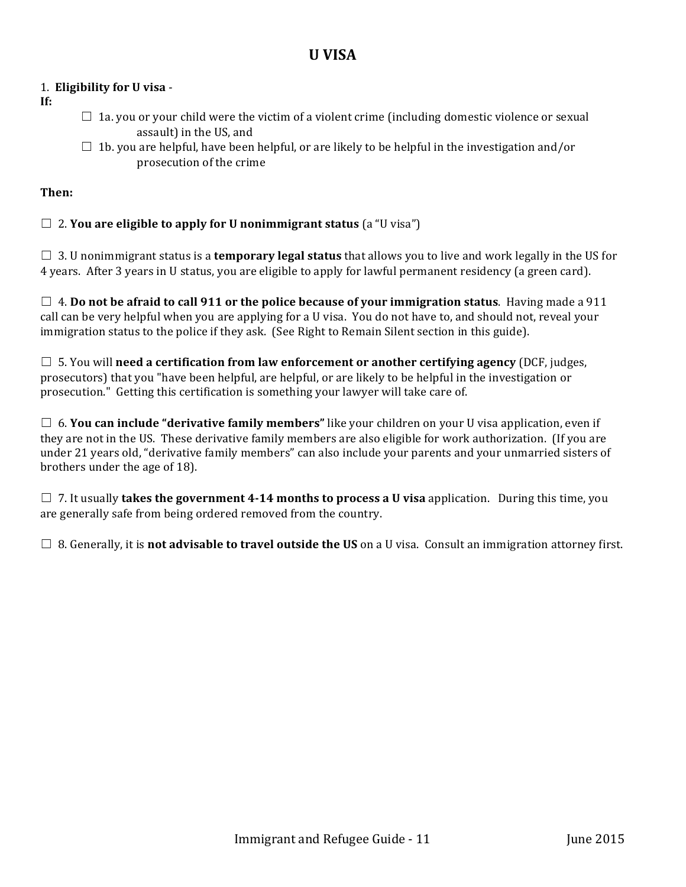# U VISA

1. **Eligibility for U visa** -

**If:**

- ☐ 1a. you or your child were the victim of a violent crime (including domestic violence or sexual assault) in the US, and
- ☐ 1b. you are helpful, have been helpful, or are likely to be helpful in the investigation and/or prosecution of the crime

**Then:**

☐ 2. **You are eligible to apply for U nonimmigrant status** (a "U visa")

☐ 3. U nonimmigrant status is a **temporary legal status** that allows you to live and work legally in the US for 4 years. After 3 years in U status, you are eligible to apply for lawful permanent residency (a green card).

☐ 4. **Do not be afraid to call 911 or the police because of your immigration status**. Having made a 911 call can be very helpful when you are applying for a U visa. You do not have to, and should not, reveal your immigration status to the police if they ask. (See Right to Remain Silent section in this guide).

☐ 5. You will **need a certification from law enforcement or another certifying agency** (DCF, judges, prosecutors) that you "have been helpful, are helpful, or are likely to be helpful in the investigation or prosecution." Getting this certification is something your lawyer will take care of.

☐ 6. **You can include "derivative family members"** like your children on your U visa application, even if they are not in the US. These derivative family members are also eligible for work authorization. (If you are under 21 years old, "derivative family members" can also include your parents and your unmarried sisters of brothers under the age of 18).

☐ 7. It usually **takes the government 4-14 months to process a U visa** application. During this time, you are generally safe from being ordered removed from the country.

☐ 8. Generally, it is **not advisable to travel outside the US** on a U visa. Consult an immigration attorney first.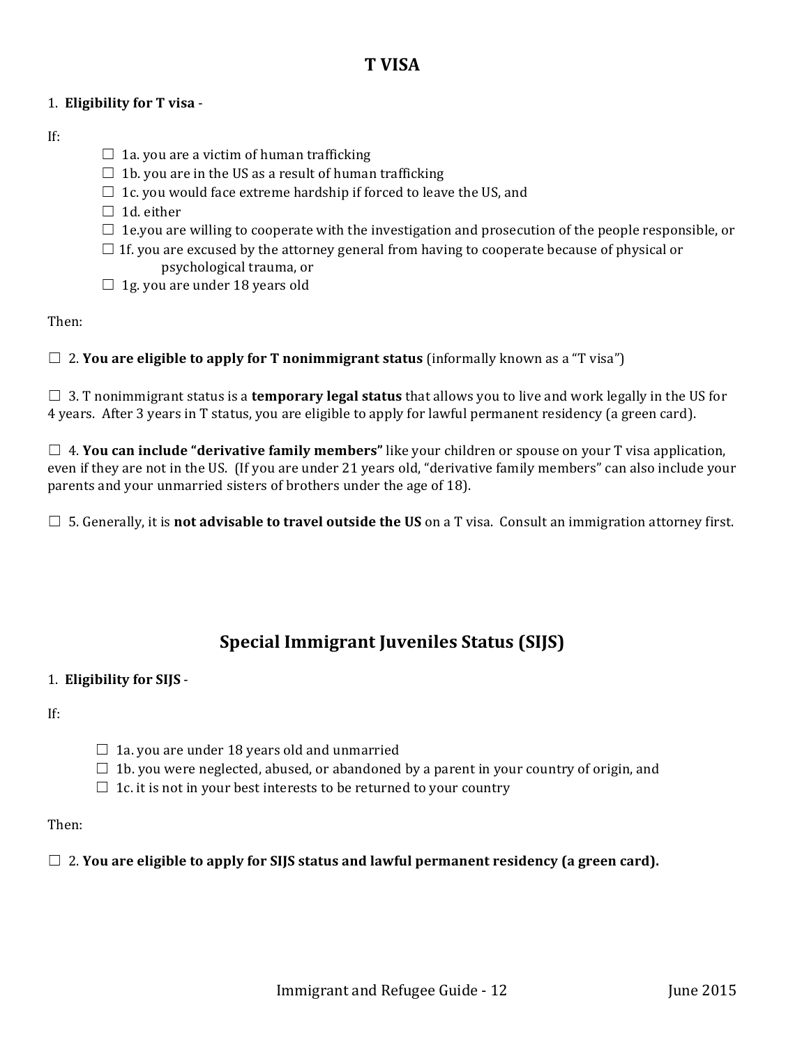## T VISA

1. **Eligibility for T visa** -

If:

- ☐ 1a. you are a victim of human trafficking
- ☐ 1b. you are in the US as a result of human trafficking
- ☐ 1c. you would face extreme hardship if forced to leave the US, and
- ☐ 1d. either
- ☐ 1e.you are willing to cooperate with the investigation and prosecution of the people responsible, or
- ☐ 1f. you are excused by the attorney general from having to cooperate because of physical or psychological trauma, or
- ☐ 1g. you are under 18 years old

Then:

☐ 2. **You are eligible to apply for T nonimmigrant status** (informally known as a "T visa")

☐ 3. T nonimmigrant status is a **temporary legal status** that allows you to live and work legally in the US for 4 years. After 3 years in T status, you are eligible to apply for lawful permanent residency (a green card).

☐ 4. **You can include "derivative family members"** like your children or spouse on your T visa application, even if they are not in the US. (If you are under 21 years old, "derivative family members" can also include your parents and your unmarried sisters of brothers under the age of 18).

☐ 5. Generally, it is **not advisable to travel outside the US** on a T visa. Consult an immigration attorney first.

## Special Immigrant Juveniles Status (SIJS)

1. **Eligibility for SIJS** -

If:

- ☐ 1a. you are under 18 years old and unmarried
- ☐ 1b. you were neglected, abused, or abandoned by a parent in your country of origin, and
- ☐ 1c. it is not in your best interests to be returned to your country

Then:

☐ 2. **You are eligible to apply for SIJS status and lawful permanent residency (a green card).**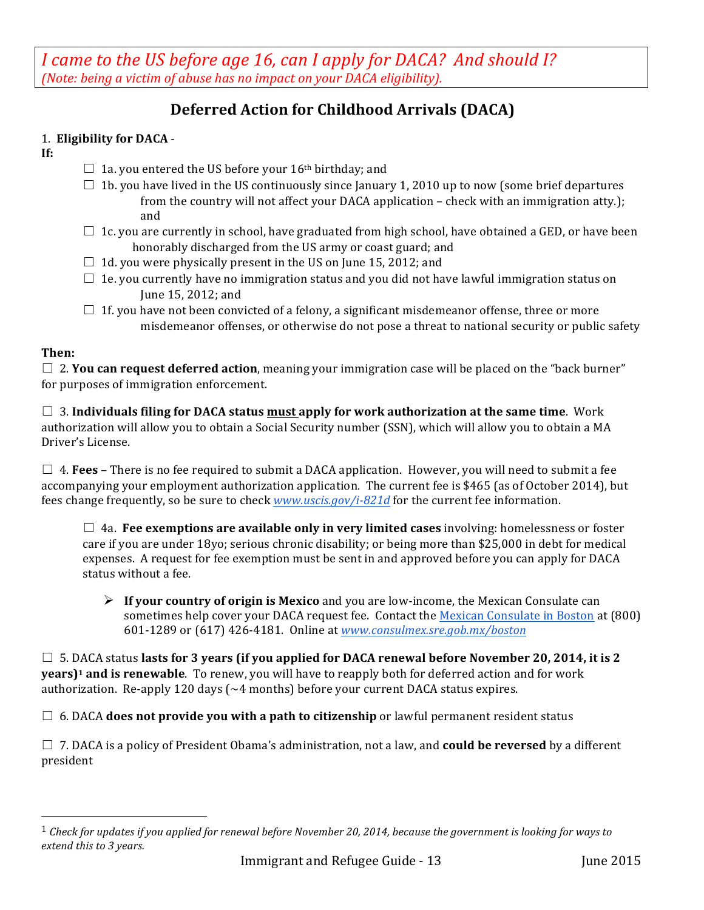*I came to the US before age 16, can I apply for DACA? And should I?*
*(Note: being a victim of abuse has no impact on your DACA eligibility).*

## Deferred Action for Childhood Arrivals (DACA)

1. **Eligibility for DACA** -

**If:**

- ☐ 1a. you entered the US before your 16th birthday; and
- ☐ 1b. you have lived in the US continuously since January 1, 2010 up to now (some brief departures from the country will not affect your DACA application – check with an immigration atty.); and
- ☐ 1c. you are currently in school, have graduated from high school, have obtained a GED, or have been honorably discharged from the US army or coast guard; and
- ☐ 1d. you were physically present in the US on June 15, 2012; and
- ☐ 1e. you currently have no immigration status and you did not have lawful immigration status on June 15, 2012; and
- ☐ 1f. you have not been convicted of a felony, a significant misdemeanor offense, three or more misdemeanor offenses, or otherwise do not pose a threat to national security or public safety

**Then:**

☐ 2. **You can request deferred action**, meaning your immigration case will be placed on the "back burner" for purposes of immigration enforcement.

☐ 3. **Individuals filing for DACA status must apply for work authorization at the same time**. Work authorization will allow you to obtain a Social Security number (SSN), which will allow you to obtain a MA Driver's License.

☐ 4. **Fees** – There is no fee required to submit a DACA application. However, you will need to submit a fee accompanying your employment authorization application. The current fee is $465 (as of October 2014), but fees change frequently, so be sure to check *www.uscis.gov/i-821d* for the current fee information.

> ☐ 4a. **Fee exemptions are available only in very limited cases** involving: homelessness or foster care if you are under 18yo; serious chronic disability; or being more than $25,000 in debt for medical expenses. A request for fee exemption must be sent in and approved before you can apply for DACA status without a fee.
>
> - **If your country of origin is Mexico** and you are low-income, the Mexican Consulate can sometimes help cover your DACA request fee. Contact the Mexican Consulate in Boston at (800) 601-1289 or (617) 426-4181. Online at *www.consulmex.sre.gob.mx/boston*

☐ 5. DACA status **lasts for 3 years (if you applied for DACA renewal before November 20, 2014, it is 2 years)**[1] **and is renewable**. To renew, you will have to reapply both for deferred action and for work authorization. Re-apply 120 days (~4 months) before your current DACA status expires.

☐ 6. DACA **does not provide you with a path to citizenship** or lawful permanent resident status

☐ 7. DACA is a policy of President Obama's administration, not a law, and **could be reversed** by a different president

---

[1] *Check for updates if you applied for renewal before November 20, 2014, because the government is looking for ways to extend this to 3 years.*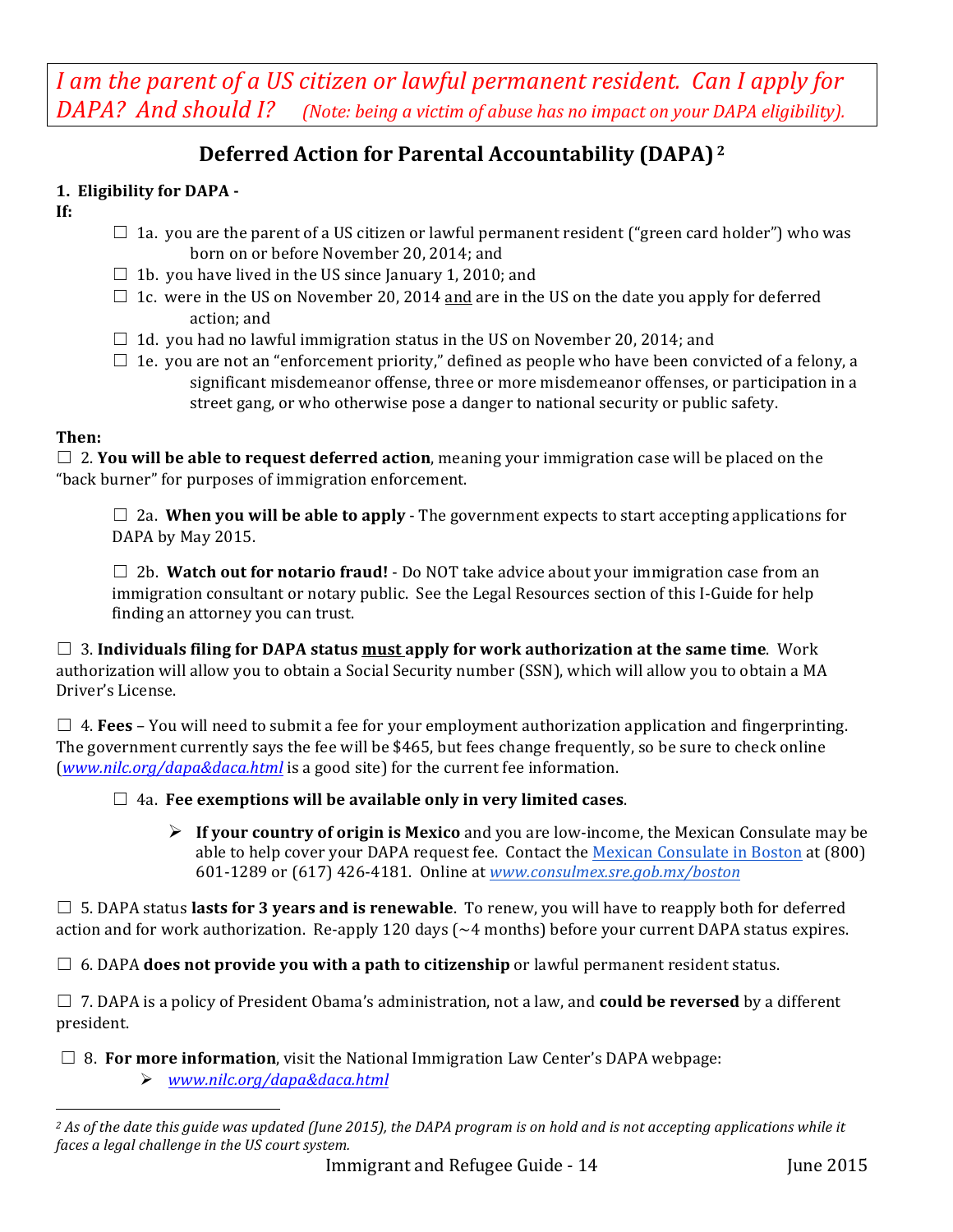*I am the parent of a US citizen or lawful permanent resident. Can I apply for DAPA? And should I?* *(Note: being a victim of abuse has no impact on your DAPA eligibility).*

## Deferred Action for Parental Accountability (DAPA)[2]

**1. Eligibility for DAPA -**

**If:**

- ☐ 1a. you are the parent of a US citizen or lawful permanent resident ("green card holder") who was born on or before November 20, 2014; and
- ☐ 1b. you have lived in the US since January 1, 2010; and
- ☐ 1c. were in the US on November 20, 2014 and are in the US on the date you apply for deferred action; and
- ☐ 1d. you had no lawful immigration status in the US on November 20, 2014; and
- ☐ 1e. you are not an "enforcement priority," defined as people who have been convicted of a felony, a significant misdemeanor offense, three or more misdemeanor offenses, or participation in a street gang, or who otherwise pose a danger to national security or public safety.

**Then:**

☐ 2. **You will be able to request deferred action**, meaning your immigration case will be placed on the "back burner" for purposes of immigration enforcement.

> ☐ 2a. **When you will be able to apply** - The government expects to start accepting applications for DAPA by May 2015.
>
> ☐ 2b. **Watch out for notario fraud!** - Do NOT take advice about your immigration case from an immigration consultant or notary public. See the Legal Resources section of this I-Guide for help finding an attorney you can trust.

☐ 3. **Individuals filing for DAPA status must apply for work authorization at the same time**. Work authorization will allow you to obtain a Social Security number (SSN), which will allow you to obtain a MA Driver's License.

☐ 4. **Fees** – You will need to submit a fee for your employment authorization application and fingerprinting. The government currently says the fee will be $465, but fees change frequently, so be sure to check online (*www.nilc.org/dapa&daca.html* is a good site) for the current fee information.

> ☐ 4a. **Fee exemptions will be available only in very limited cases**.
>
> - **If your country of origin is Mexico** and you are low-income, the Mexican Consulate may be able to help cover your DAPA request fee. Contact the Mexican Consulate in Boston at (800) 601-1289 or (617) 426-4181. Online at *www.consulmex.sre.gob.mx/boston*

☐ 5. DAPA status **lasts for 3 years and is renewable**. To renew, you will have to reapply both for deferred action and for work authorization. Re-apply 120 days (~4 months) before your current DAPA status expires.

☐ 6. DAPA **does not provide you with a path to citizenship** or lawful permanent resident status.

☐ 7. DAPA is a policy of President Obama's administration, not a law, and **could be reversed** by a different president.

☐ 8. **For more information**, visit the National Immigration Law Center's DAPA webpage:

- *www.nilc.org/dapa&daca.html*

---

[2] *As of the date this guide was updated (June 2015), the DAPA program is on hold and is not accepting applications while it faces a legal challenge in the US court system.*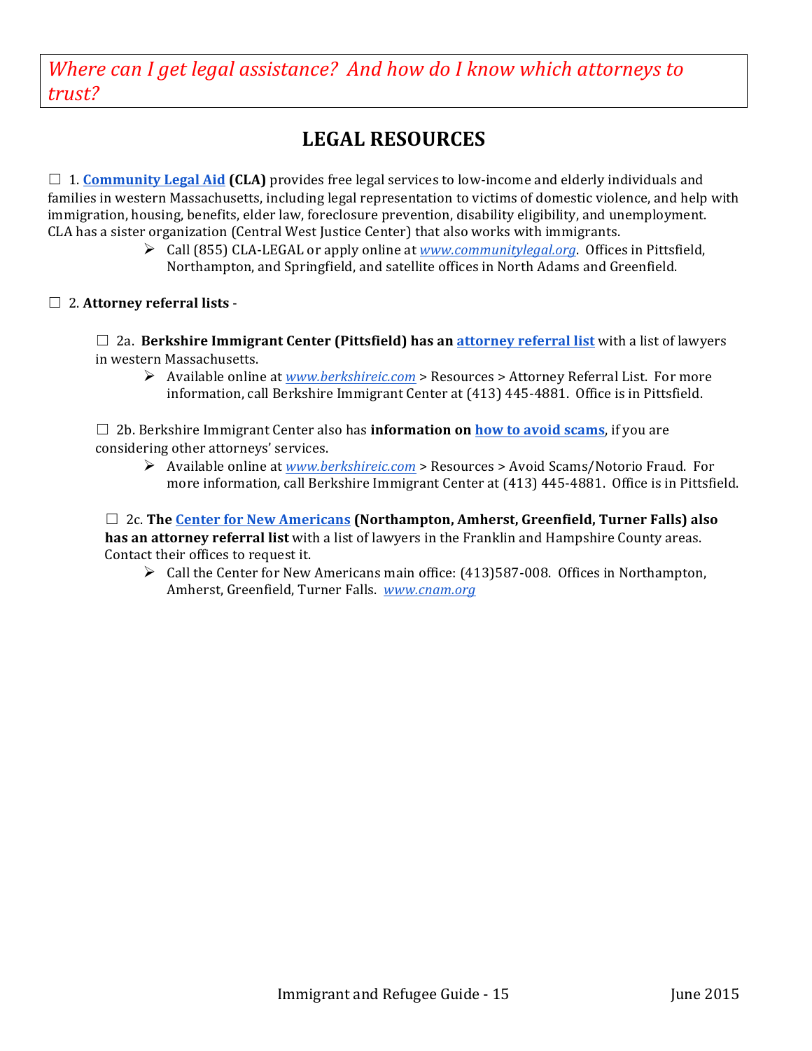*Where can I get legal assistance? And how do I know which attorneys to trust?*

# LEGAL RESOURCES

☐ 1. **Community Legal Aid (CLA)** provides free legal services to low-income and elderly individuals and families in western Massachusetts, including legal representation to victims of domestic violence, and help with immigration, housing, benefits, elder law, foreclosure prevention, disability eligibility, and unemployment. CLA has a sister organization (Central West Justice Center) that also works with immigrants.

- Call (855) CLA-LEGAL or apply online at *www.communitylegal.org*. Offices in Pittsfield, Northampton, and Springfield, and satellite offices in North Adams and Greenfield.

☐ 2. **Attorney referral lists** -

☐ 2a. **Berkshire Immigrant Center (Pittsfield) has an attorney referral list** with a list of lawyers in western Massachusetts.

- Available online at *www.berkshireic.com* > Resources > Attorney Referral List. For more information, call Berkshire Immigrant Center at (413) 445-4881. Office is in Pittsfield.

☐ 2b. Berkshire Immigrant Center also has **information on how to avoid scams**, if you are considering other attorneys' services.

- Available online at *www.berkshireic.com* > Resources > Avoid Scams/Notorio Fraud. For more information, call Berkshire Immigrant Center at (413) 445-4881. Office is in Pittsfield.

☐ 2c. **The Center for New Americans (Northampton, Amherst, Greenfield, Turner Falls) also has an attorney referral list** with a list of lawyers in the Franklin and Hampshire County areas. Contact their offices to request it.

- Call the Center for New Americans main office: (413)587-008. Offices in Northampton, Amherst, Greenfield, Turner Falls. *www.cnam.org*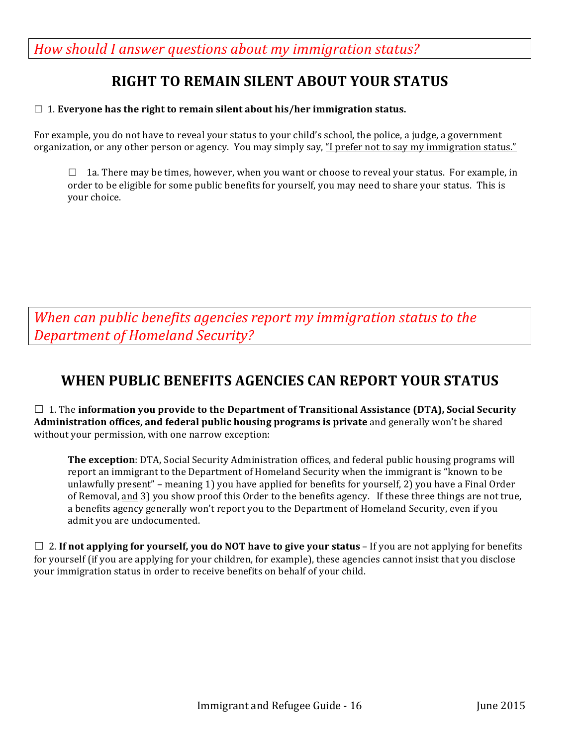*How should I answer questions about my immigration status?*

## RIGHT TO REMAIN SILENT ABOUT YOUR STATUS

☐ 1. **Everyone has the right to remain silent about his/her immigration status.**

For example, you do not have to reveal your status to your child's school, the police, a judge, a government organization, or any other person or agency. You may simply say, <u>"I prefer not to say my immigration status."</u>

> ☐ 1a. There may be times, however, when you want or choose to reveal your status. For example, in order to be eligible for some public benefits for yourself, you may need to share your status. This is your choice.

*When can public benefits agencies report my immigration status to the Department of Homeland Security?*

## WHEN PUBLIC BENEFITS AGENCIES CAN REPORT YOUR STATUS

☐ 1. The **information you provide to the Department of Transitional Assistance (DTA), Social Security Administration offices, and federal public housing programs is private** and generally won't be shared without your permission, with one narrow exception:

> **The exception**: DTA, Social Security Administration offices, and federal public housing programs will report an immigrant to the Department of Homeland Security when the immigrant is "known to be unlawfully present" – meaning 1) you have applied for benefits for yourself, 2) you have a Final Order of Removal, <u>and</u> 3) you show proof this Order to the benefits agency. If these three things are not true, a benefits agency generally won't report you to the Department of Homeland Security, even if you admit you are undocumented.

☐ 2. **If not applying for yourself, you do NOT have to give your status** – If you are not applying for benefits for yourself (if you are applying for your children, for example), these agencies cannot insist that you disclose your immigration status in order to receive benefits on behalf of your child.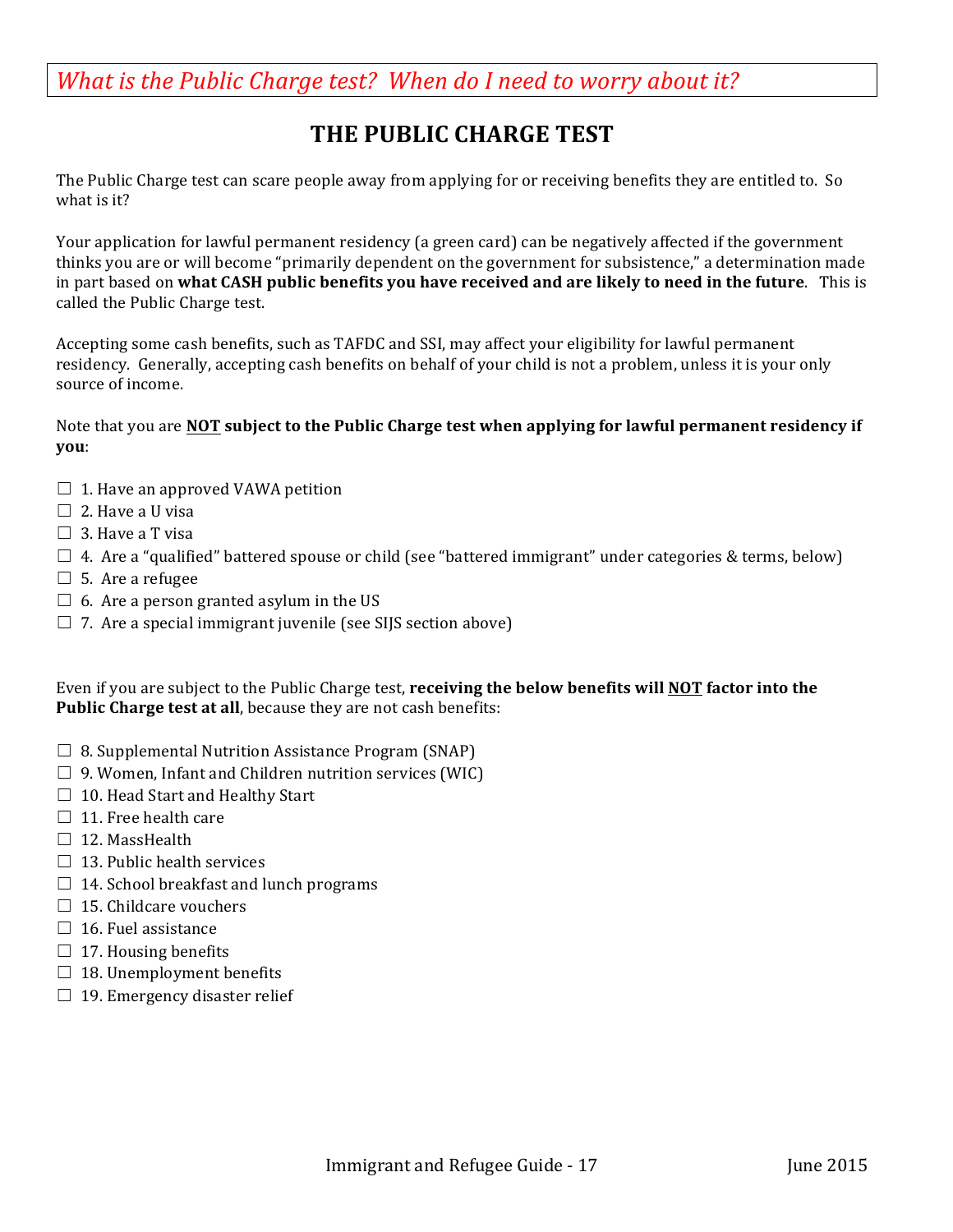*What is the Public Charge test? When do I need to worry about it?*

# THE PUBLIC CHARGE TEST

The Public Charge test can scare people away from applying for or receiving benefits they are entitled to. So what is it?

Your application for lawful permanent residency (a green card) can be negatively affected if the government thinks you are or will become "primarily dependent on the government for subsistence," a determination made in part based on **what CASH public benefits you have received and are likely to need in the future**. This is called the Public Charge test.

Accepting some cash benefits, such as TAFDC and SSI, may affect your eligibility for lawful permanent residency. Generally, accepting cash benefits on behalf of your child is not a problem, unless it is your only source of income.

Note that you are **<u>NOT</u> subject to the Public Charge test when applying for lawful permanent residency if you**:

☐ 1. Have an approved VAWA petition
☐ 2. Have a U visa
☐ 3. Have a T visa
☐ 4. Are a "qualified" battered spouse or child (see "battered immigrant" under categories & terms, below)
☐ 5. Are a refugee
☐ 6. Are a person granted asylum in the US
☐ 7. Are a special immigrant juvenile (see SIJS section above)

Even if you are subject to the Public Charge test, **receiving the below benefits will <u>NOT</u> factor into the Public Charge test at all**, because they are not cash benefits:

☐ 8. Supplemental Nutrition Assistance Program (SNAP)
☐ 9. Women, Infant and Children nutrition services (WIC)
☐ 10. Head Start and Healthy Start
☐ 11. Free health care
☐ 12. MassHealth
☐ 13. Public health services
☐ 14. School breakfast and lunch programs
☐ 15. Childcare vouchers
☐ 16. Fuel assistance
☐ 17. Housing benefits
☐ 18. Unemployment benefits
☐ 19. Emergency disaster relief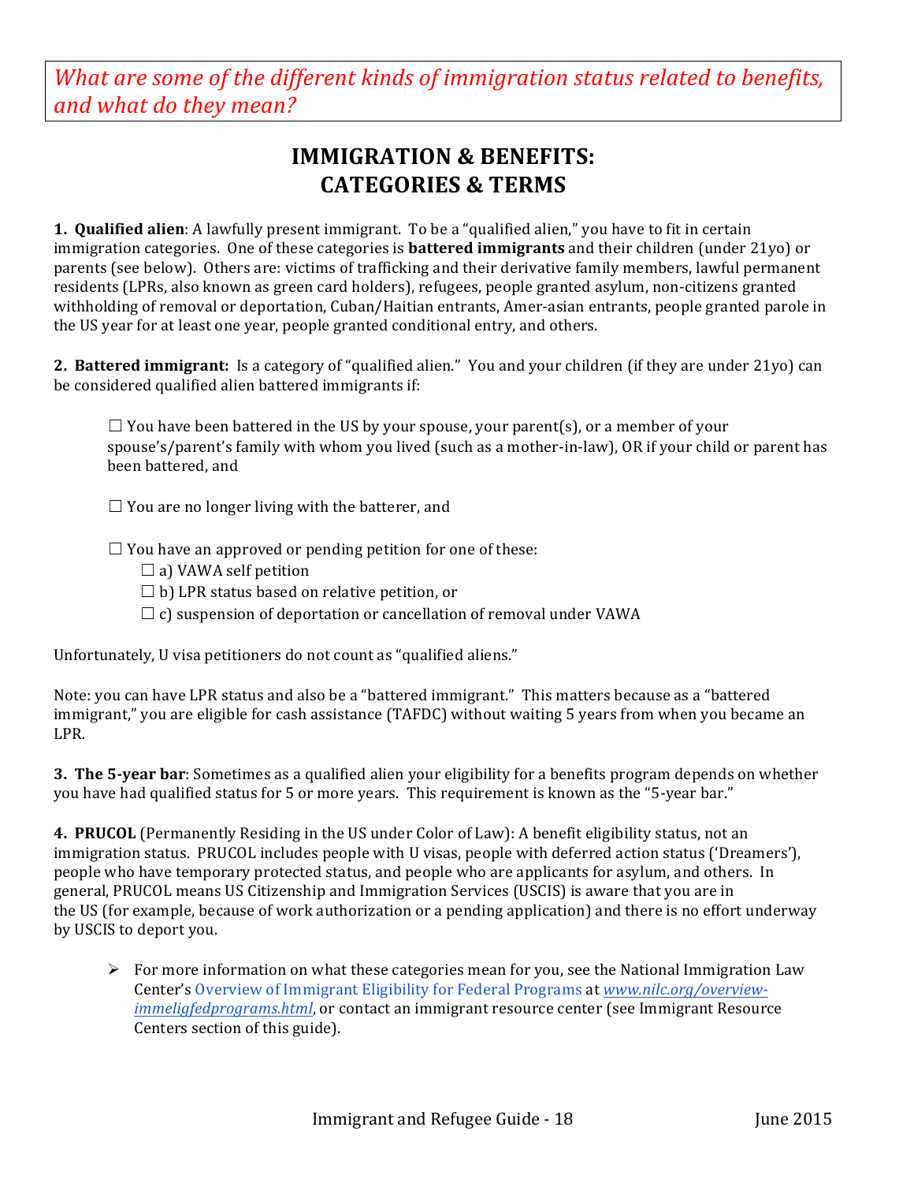*What are some of the different kinds of immigration status related to benefits, and what do they mean?*

# IMMIGRATION & BENEFITS: CATEGORIES & TERMS

**1. Qualified alien**: A lawfully present immigrant. To be a "qualified alien," you have to fit in certain immigration categories. One of these categories is **battered immigrants** and their children (under 21yo) or parents (see below). Others are: victims of trafficking and their derivative family members, lawful permanent residents (LPRs, also known as green card holders), refugees, people granted asylum, non-citizens granted withholding of removal or deportation, Cuban/Haitian entrants, Amer-asian entrants, people granted parole in the US year for at least one year, people granted conditional entry, and others.

**2. Battered immigrant:** Is a category of "qualified alien." You and your children (if they are under 21yo) can be considered qualified alien battered immigrants if:

- ☐ You have been battered in the US by your spouse, your parent(s), or a member of your spouse's/parent's family with whom you lived (such as a mother-in-law), OR if your child or parent has been battered, and
- ☐ You are no longer living with the batterer, and
- ☐ You have an approved or pending petition for one of these:
  - ☐ a) VAWA self petition
  - ☐ b) LPR status based on relative petition, or
  - ☐ c) suspension of deportation or cancellation of removal under VAWA

Unfortunately, U visa petitioners do not count as "qualified aliens."

Note: you can have LPR status and also be a "battered immigrant." This matters because as a "battered immigrant," you are eligible for cash assistance (TAFDC) without waiting 5 years from when you became an LPR.

**3. The 5-year bar**: Sometimes as a qualified alien your eligibility for a benefits program depends on whether you have had qualified status for 5 or more years. This requirement is known as the "5-year bar."

**4. PRUCOL** (Permanently Residing in the US under Color of Law): A benefit eligibility status, not an immigration status. PRUCOL includes people with U visas, people with deferred action status ('Dreamers'), people who have temporary protected status, and people who are applicants for asylum, and others. In general, PRUCOL means US Citizenship and Immigration Services (USCIS) is aware that you are in the US (for example, because of work authorization or a pending application) and there is no effort underway by USCIS to deport you.

- ➢ For more information on what these categories mean for you, see the National Immigration Law Center's Overview of Immigrant Eligibility for Federal Programs at *www.nilc.org/overview-immeligfedprograms.html*, or contact an immigrant resource center (see Immigrant Resource Centers section of this guide).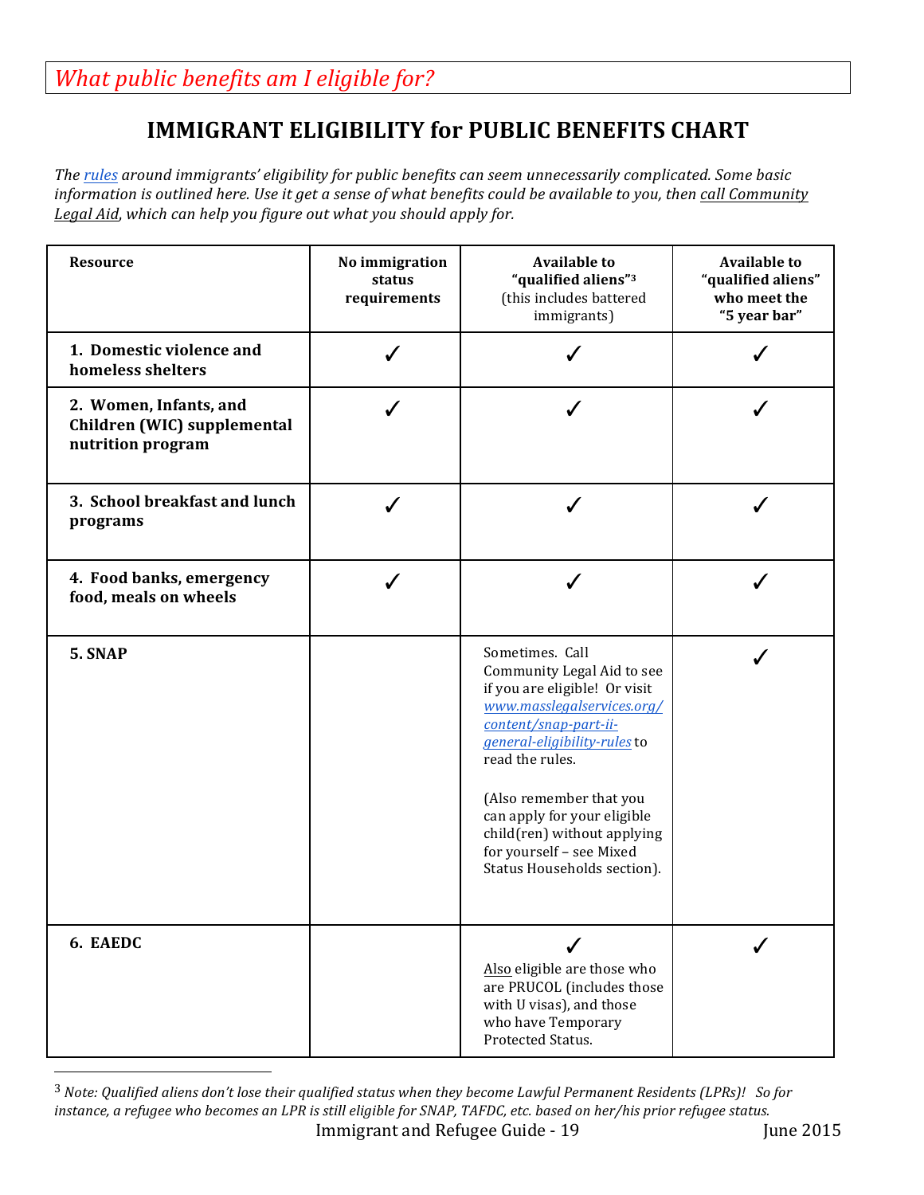*What public benefits am I eligible for?*

# IMMIGRANT ELIGIBILITY for PUBLIC BENEFITS CHART

*The rules around immigrants' eligibility for public benefits can seem unnecessarily complicated. Some basic information is outlined here. Use it get a sense of what benefits could be available to you, then call Community Legal Aid, which can help you figure out what you should apply for.*

| Resource | No immigration status requirements | Available to "qualified aliens"[3] (this includes battered immigrants) | Available to "qualified aliens" who meet the "5 year bar" |
|---|---|---|---|
| **1. Domestic violence and homeless shelters** | ✓ | ✓ | ✓ |
| **2. Women, Infants, and Children (WIC) supplemental nutrition program** | ✓ | ✓ | ✓ |
| **3. School breakfast and lunch programs** | ✓ | ✓ | ✓ |
| **4. Food banks, emergency food, meals on wheels** | ✓ | ✓ | ✓ |
| **5. SNAP** | | Sometimes. Call Community Legal Aid to see if you are eligible! Or visit www.masslegalservices.org/content/snap-part-ii-general-eligibility-rules to read the rules. (Also remember that you can apply for your eligible child(ren) without applying for yourself – see Mixed Status Households section). | ✓ |
| **6. EAEDC** | | ✓ Also eligible are those who are PRUCOL (includes those with U visas), and those who have Temporary Protected Status. | ✓ |

[3] *Note: Qualified aliens don't lose their qualified status when they become Lawful Permanent Residents (LPRs)! So for instance, a refugee who becomes an LPR is still eligible for SNAP, TAFDC, etc. based on her/his prior refugee status.*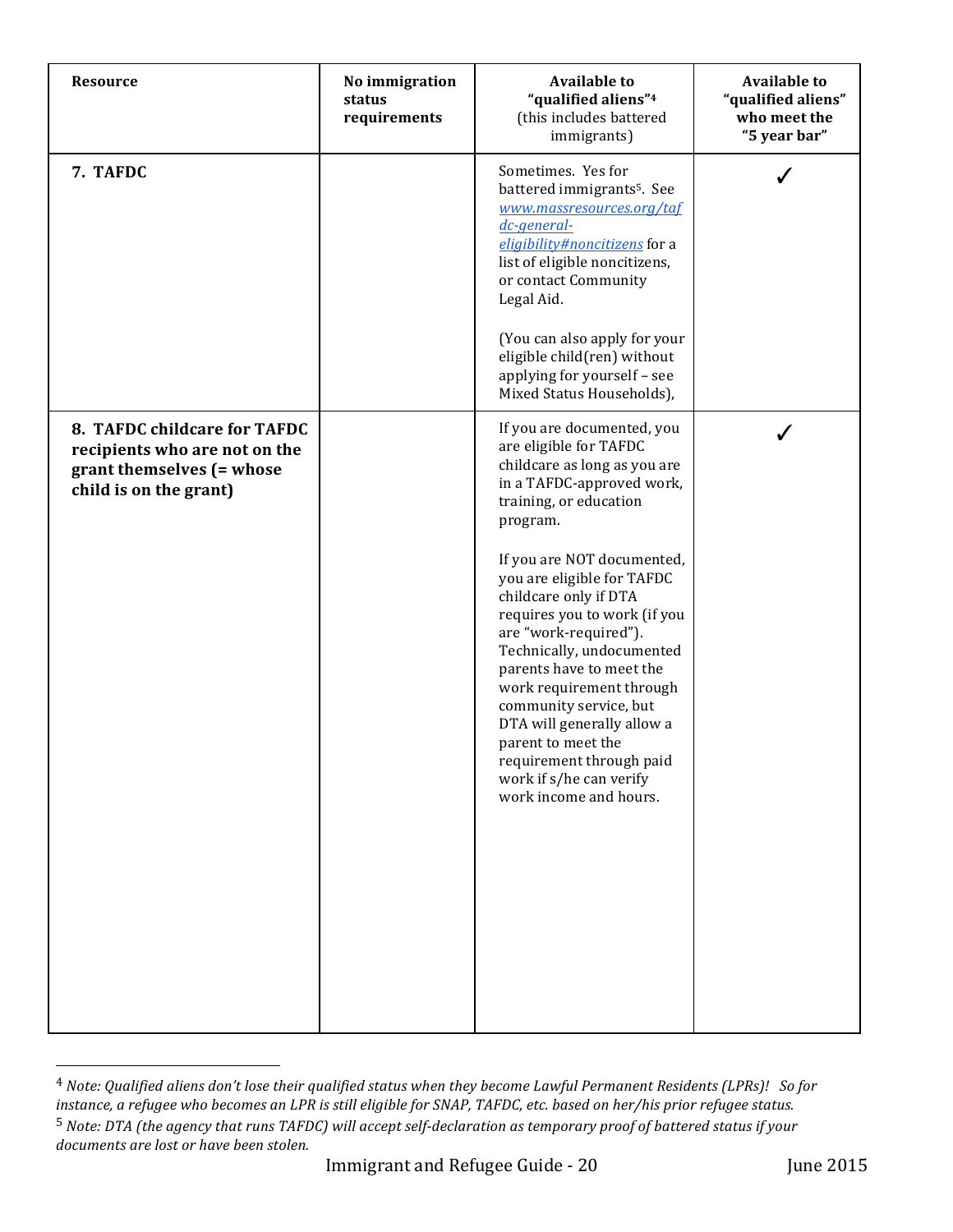| Resource | No immigration status requirements | Available to "qualified aliens"[4] (this includes battered immigrants) | Available to "qualified aliens" who meet the "5 year bar" |
|---|---|---|---|
| **7. TAFDC** | | Sometimes. Yes for battered immigrants[5]. See [www.massresources.org/tafdc-general-eligibility#noncitizens](www.massresources.org/tafdc-general-eligibility#noncitizens) for a list of eligible noncitizens, or contact Community Legal Aid. <br><br> (You can also apply for your eligible child(ren) without applying for yourself – see Mixed Status Households), | ✓ |
| **8. TAFDC childcare for TAFDC recipients who are not on the grant themselves (= whose child is on the grant)** | | If you are documented, you are eligible for TAFDC childcare as long as you are in a TAFDC-approved work, training, or education program. <br><br> If you are NOT documented, you are eligible for TAFDC childcare only if DTA requires you to work (if you are "work-required"). Technically, undocumented parents have to meet the work requirement through community service, but DTA will generally allow a parent to meet the requirement through paid work if s/he can verify work income and hours. | ✓ |

[4] *Note: Qualified aliens don't lose their qualified status when they become Lawful Permanent Residents (LPRs)! So for instance, a refugee who becomes an LPR is still eligible for SNAP, TAFDC, etc. based on her/his prior refugee status.*

[5] *Note: DTA (the agency that runs TAFDC) will accept self-declaration as temporary proof of battered status if your documents are lost or have been stolen.*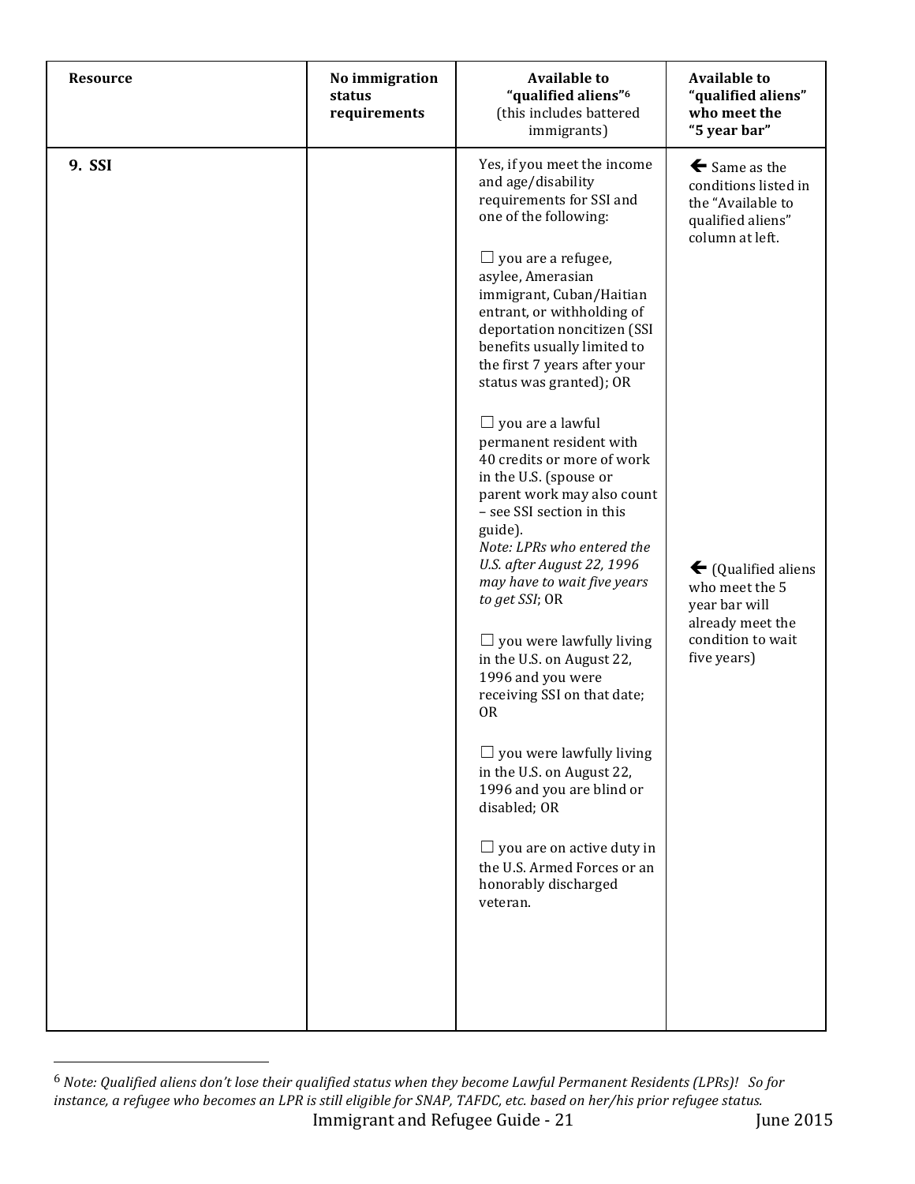| Resource | No immigration status requirements | Available to "qualified aliens"[6] (this includes battered immigrants) | Available to "qualified aliens" who meet the "5 year bar" |
|---|---|---|---|
| **9. SSI** | | Yes, if you meet the income and age/disability requirements for SSI and one of the following:<br><br>☐ you are a refugee, asylee, Amerasian immigrant, Cuban/Haitian entrant, or withholding of deportation noncitizen (SSI benefits usually limited to the first 7 years after your status was granted); OR<br><br>☐ you are a lawful permanent resident with 40 credits or more of work in the U.S. (spouse or parent work may also count – see SSI section in this guide).<br>*Note: LPRs who entered the U.S. after August 22, 1996 may have to wait five years to get SSI*; OR<br><br>☐ you were lawfully living in the U.S. on August 22, 1996 and you were receiving SSI on that date; OR<br><br>☐ you were lawfully living in the U.S. on August 22, 1996 and you are blind or disabled; OR<br><br>☐ you are on active duty in the U.S. Armed Forces or an honorably discharged veteran. | 🡐 Same as the conditions listed in the "Available to qualified aliens" column at left.<br><br>🡐 (Qualified aliens who meet the 5 year bar will already meet the condition to wait five years) |

[6] *Note: Qualified aliens don't lose their qualified status when they become Lawful Permanent Residents (LPRs)! So for instance, a refugee who becomes an LPR is still eligible for SNAP, TAFDC, etc. based on her/his prior refugee status.*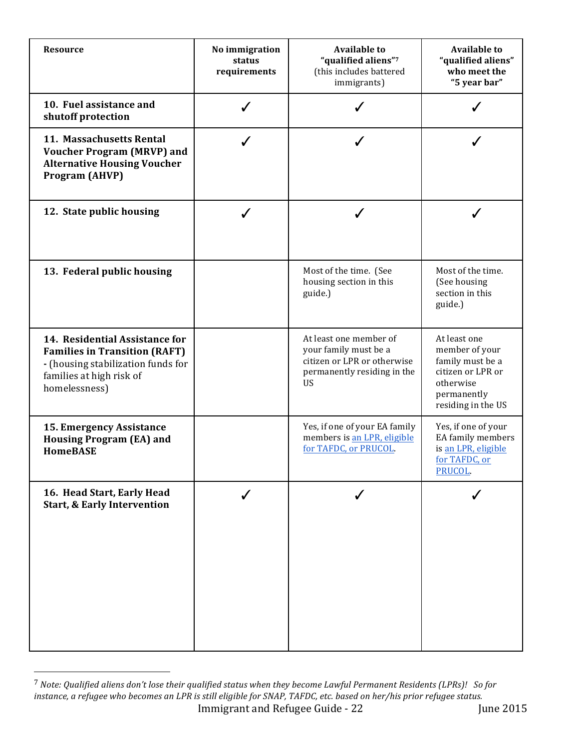| Resource | No immigration status requirements | Available to "qualified aliens"[7] (this includes battered immigrants) | Available to "qualified aliens" who meet the "5 year bar" |
|---|---|---|---|
| **10. Fuel assistance and shutoff protection** | ✓ | ✓ | ✓ |
| **11. Massachusetts Rental Voucher Program (MRVP) and Alternative Housing Voucher Program (AHVP)** | ✓ | ✓ | ✓ |
| **12. State public housing** | ✓ | ✓ | ✓ |
| **13. Federal public housing** | | Most of the time. (See housing section in this guide.) | Most of the time. (See housing section in this guide.) |
| **14. Residential Assistance for Families in Transition (RAFT)** - (housing stabilization funds for families at high risk of homelessness) | | At least one member of your family must be a citizen or LPR or otherwise permanently residing in the US | At least one member of your family must be a citizen or LPR or otherwise permanently residing in the US |
| **15. Emergency Assistance Housing Program (EA) and HomeBASE** | | Yes, if one of your EA family members is an LPR, eligible for TAFDC, or PRUCOL. | Yes, if one of your EA family members is an LPR, eligible for TAFDC, or PRUCOL. |
| **16. Head Start, Early Head Start, & Early Intervention** | ✓ | ✓ | ✓ |

[7] *Note: Qualified aliens don't lose their qualified status when they become Lawful Permanent Residents (LPRs)! So for instance, a refugee who becomes an LPR is still eligible for SNAP, TAFDC, etc. based on her/his prior refugee status.*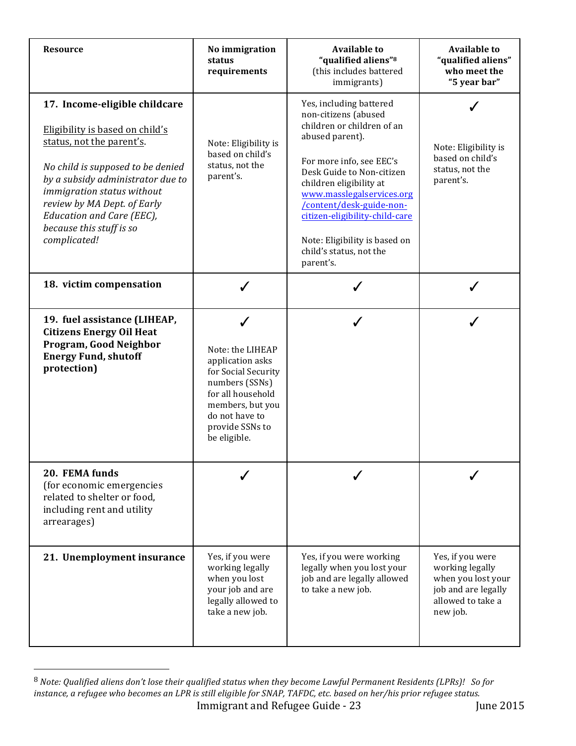| Resource | No immigration status requirements | Available to "qualified aliens"[8] (this includes battered immigrants) | Available to "qualified aliens" who meet the "5 year bar" |
|---|---|---|---|
| **17. Income-eligible childcare**<br><br>Eligibility is based on child's status, not the parent's.<br><br>*No child is supposed to be denied by a subsidy administrator due to immigration status without review by MA Dept. of Early Education and Care (EEC), because this stuff is so complicated!* | Note: Eligibility is based on child's status, not the parent's. | Yes, including battered non-citizens (abused children or children of an abused parent).<br><br>For more info, see EEC's Desk Guide to Non-citizen children eligibility at www.masslegalservices.org/content/desk-guide-non-citizen-eligibility-child-care<br><br>Note: Eligibility is based on child's status, not the parent's. | ✓<br><br>Note: Eligibility is based on child's status, not the parent's. |
| **18. victim compensation** | ✓ | ✓ | ✓ |
| **19. fuel assistance (LIHEAP, Citizens Energy Oil Heat Program, Good Neighbor Energy Fund, shutoff protection)** | ✓<br><br>Note: the LIHEAP application asks for Social Security numbers (SSNs) for all household members, but you do not have to provide SSNs to be eligible. | ✓ | ✓ |
| **20. FEMA funds** (for economic emergencies related to shelter or food, including rent and utility arrearages) | ✓ | ✓ | ✓ |
| **21. Unemployment insurance** | Yes, if you were working legally when you lost your job and are legally allowed to take a new job. | Yes, if you were working legally when you lost your job and are legally allowed to take a new job. | Yes, if you were working legally when you lost your job and are legally allowed to take a new job. |

[8] *Note: Qualified aliens don't lose their qualified status when they become Lawful Permanent Residents (LPRs)! So for instance, a refugee who becomes an LPR is still eligible for SNAP, TAFDC, etc. based on her/his prior refugee status.*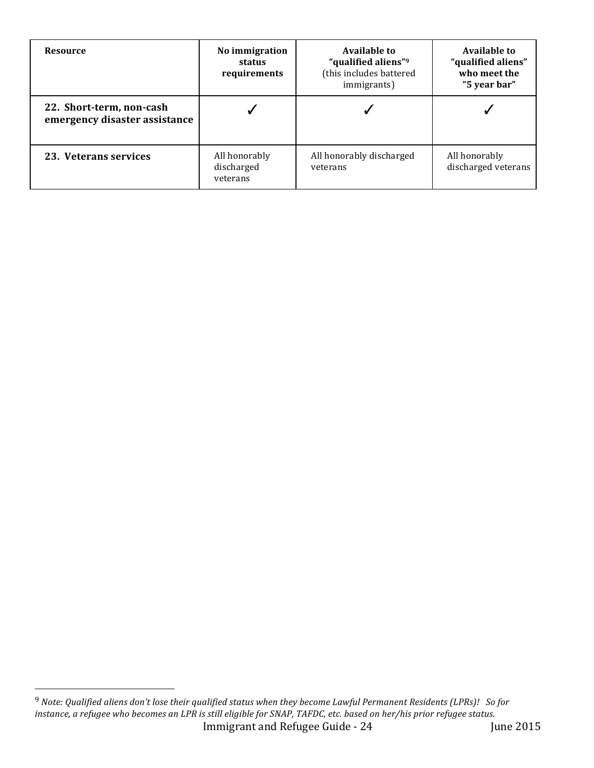| Resource | No immigration status requirements | Available to "qualified aliens"[9] (this includes battered immigrants) | Available to "qualified aliens" who meet the "5 year bar" |
|---|---|---|---|
| **22. Short-term, non-cash emergency disaster assistance** | ✓ | ✓ | ✓ |
| **23. Veterans services** | All honorably discharged veterans | All honorably discharged veterans | All honorably discharged veterans |

[9] *Note: Qualified aliens don't lose their qualified status when they become Lawful Permanent Residents (LPRs)! So for instance, a refugee who becomes an LPR is still eligible for SNAP, TAFDC, etc. based on her/his prior refugee status.*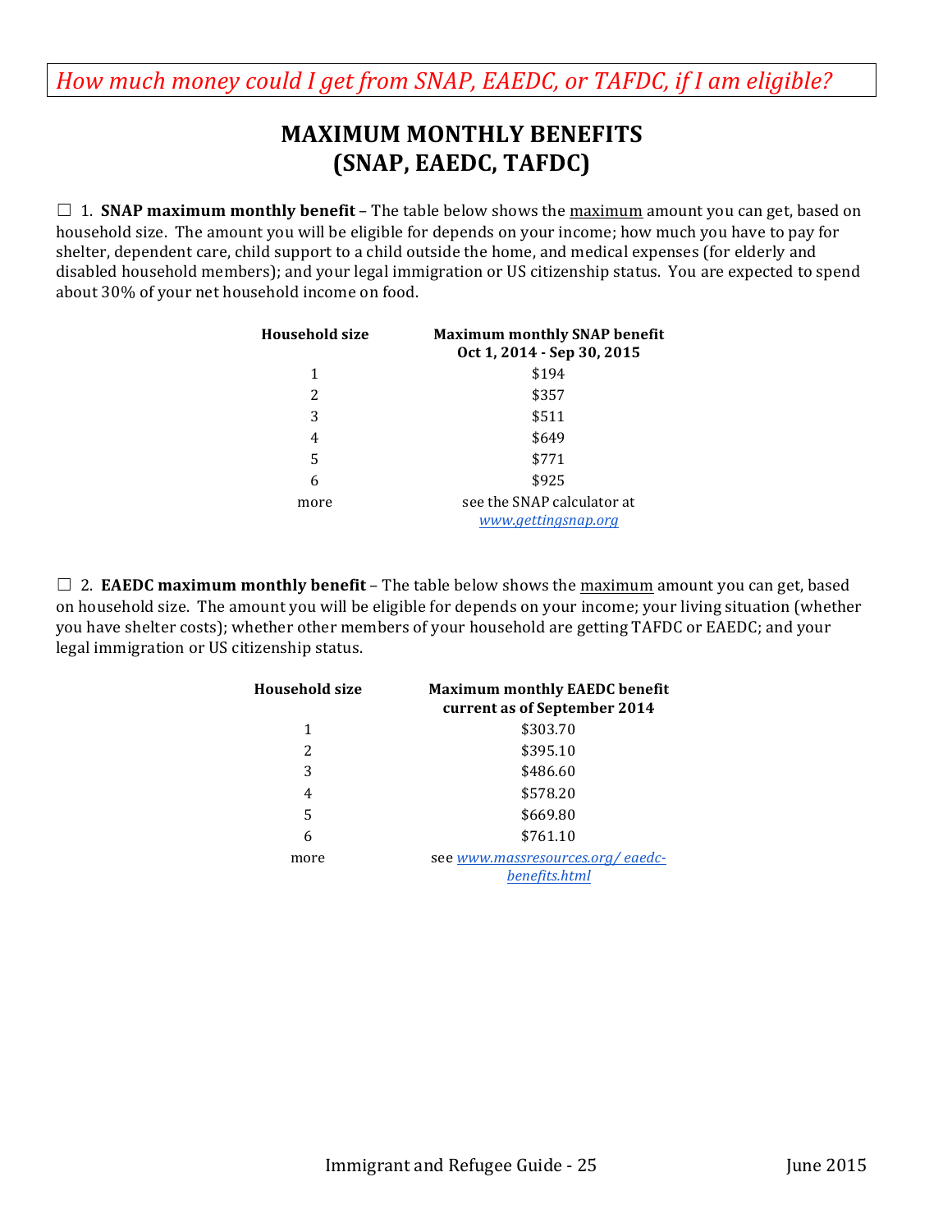*How much money could I get from SNAP, EAEDC, or TAFDC, if I am eligible?*

# MAXIMUM MONTHLY BENEFITS (SNAP, EAEDC, TAFDC)

☐ 1. **SNAP maximum monthly benefit** – The table below shows the maximum amount you can get, based on household size. The amount you will be eligible for depends on your income; how much you have to pay for shelter, dependent care, child support to a child outside the home, and medical expenses (for elderly and disabled household members); and your legal immigration or US citizenship status. You are expected to spend about 30% of your net household income on food.

| Household size | Maximum monthly SNAP benefit Oct 1, 2014 - Sep 30, 2015 |
|---|---|
| 1 | $194 |
| 2 | $357 |
| 3 | $511 |
| 4 | $649 |
| 5 | $771 |
| 6 | $925 |
| more | see the SNAP calculator at *www.gettingsnap.org* |

☐ 2. **EAEDC maximum monthly benefit** – The table below shows the maximum amount you can get, based on household size. The amount you will be eligible for depends on your income; your living situation (whether you have shelter costs); whether other members of your household are getting TAFDC or EAEDC; and your legal immigration or US citizenship status.

| Household size | Maximum monthly EAEDC benefit current as of September 2014 |
|---|---|
| 1 | $303.70 |
| 2 | $395.10 |
| 3 | $486.60 |
| 4 | $578.20 |
| 5 | $669.80 |
| 6 | $761.10 |
| more | see *www.massresources.org/ eaedc-benefits.html* |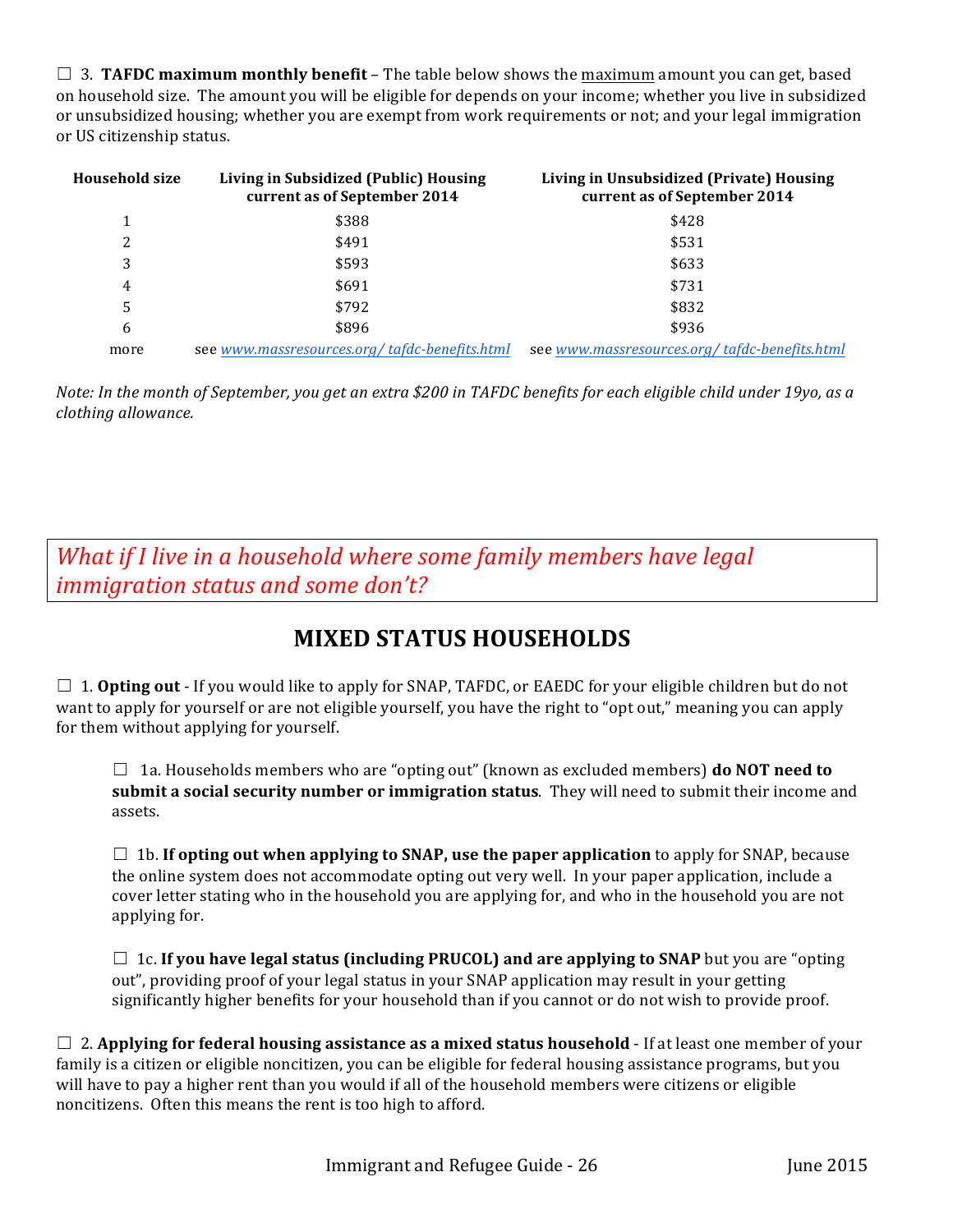☐ 3. **TAFDC maximum monthly benefit** – The table below shows the maximum amount you can get, based on household size. The amount you will be eligible for depends on your income; whether you live in subsidized or unsubsidized housing; whether you are exempt from work requirements or not; and your legal immigration or US citizenship status.

| Household size | Living in Subsidized (Public) Housing current as of September 2014 | Living in Unsubsidized (Private) Housing current as of September 2014 |
|---|---|---|
| 1 | $388 | $428 |
| 2 | $491 | $531 |
| 3 | $593 | $633 |
| 4 | $691 | $731 |
| 5 | $792 | $832 |
| 6 | $896 | $936 |
| more | see *www.massresources.org/ tafdc-benefits.html* | see *www.massresources.org/ tafdc-benefits.html* |

*Note: In the month of September, you get an extra $200 in TAFDC benefits for each eligible child under 19yo, as a clothing allowance.*

*What if I live in a household where some family members have legal immigration status and some don't?*

## MIXED STATUS HOUSEHOLDS

☐ 1. **Opting out** - If you would like to apply for SNAP, TAFDC, or EAEDC for your eligible children but do not want to apply for yourself or are not eligible yourself, you have the right to "opt out," meaning you can apply for them without applying for yourself.

☐ 1a. Households members who are "opting out" (known as excluded members) **do NOT need to submit a social security number or immigration status**. They will need to submit their income and assets.

☐ 1b. **If opting out when applying to SNAP, use the paper application** to apply for SNAP, because the online system does not accommodate opting out very well. In your paper application, include a cover letter stating who in the household you are applying for, and who in the household you are not applying for.

☐ 1c. **If you have legal status (including PRUCOL) and are applying to SNAP** but you are "opting out", providing proof of your legal status in your SNAP application may result in your getting significantly higher benefits for your household than if you cannot or do not wish to provide proof.

☐ 2. **Applying for federal housing assistance as a mixed status household** - If at least one member of your family is a citizen or eligible noncitizen, you can be eligible for federal housing assistance programs, but you will have to pay a higher rent than you would if all of the household members were citizens or eligible noncitizens. Often this means the rent is too high to afford.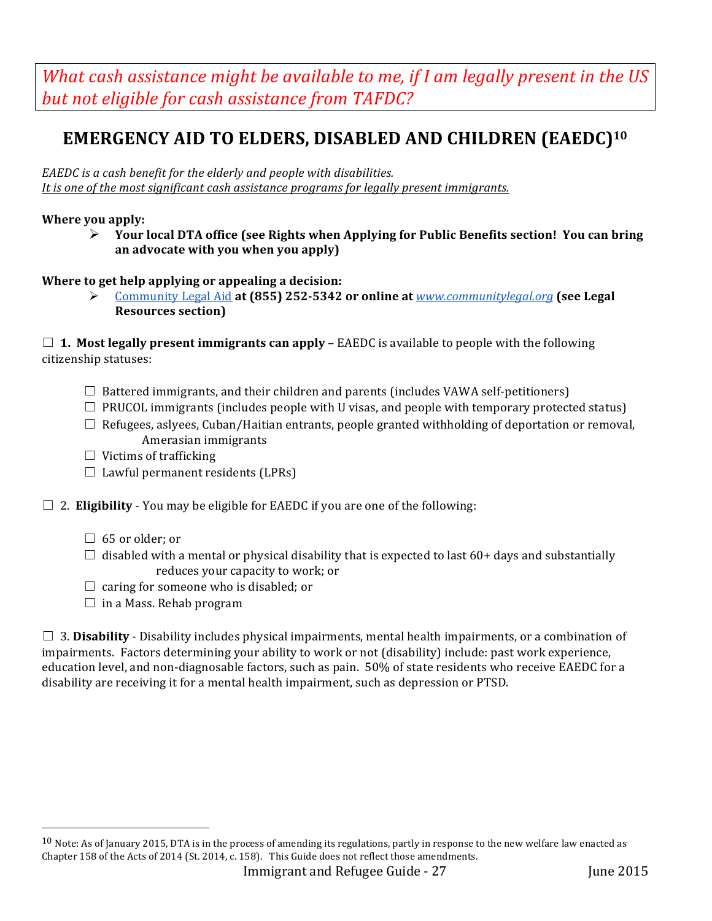*What cash assistance might be available to me, if I am legally present in the US but not eligible for cash assistance from TAFDC?*

## EMERGENCY AID TO ELDERS, DISABLED AND CHILDREN (EAEDC)[10]

*EAEDC is a cash benefit for the elderly and people with disabilities.*
*It is one of the most significant cash assistance programs for legally present immigrants.*

**Where you apply:**

- **Your local DTA office (see Rights when Applying for Public Benefits section! You can bring an advocate with you when you apply)**

**Where to get help applying or appealing a decision:**

- Community Legal Aid **at (855) 252-5342 or online at** *www.communitylegal.org* **(see Legal Resources section)**

☐ **1. Most legally present immigrants can apply** – EAEDC is available to people with the following citizenship statuses:

- ☐ Battered immigrants, and their children and parents (includes VAWA self-petitioners)
- ☐ PRUCOL immigrants (includes people with U visas, and people with temporary protected status)
- ☐ Refugees, aslyees, Cuban/Haitian entrants, people granted withholding of deportation or removal, Amerasian immigrants
- ☐ Victims of trafficking
- ☐ Lawful permanent residents (LPRs)

☐ 2. **Eligibility** - You may be eligible for EAEDC if you are one of the following:

- ☐ 65 or older; or
- ☐ disabled with a mental or physical disability that is expected to last 60+ days and substantially reduces your capacity to work; or
- ☐ caring for someone who is disabled; or
- ☐ in a Mass. Rehab program

☐ 3. **Disability** - Disability includes physical impairments, mental health impairments, or a combination of impairments. Factors determining your ability to work or not (disability) include: past work experience, education level, and non-diagnosable factors, such as pain. 50% of state residents who receive EAEDC for a disability are receiving it for a mental health impairment, such as depression or PTSD.

[10] Note: As of January 2015, DTA is in the process of amending its regulations, partly in response to the new welfare law enacted as Chapter 158 of the Acts of 2014 (St. 2014, c. 158). This Guide does not reflect those amendments.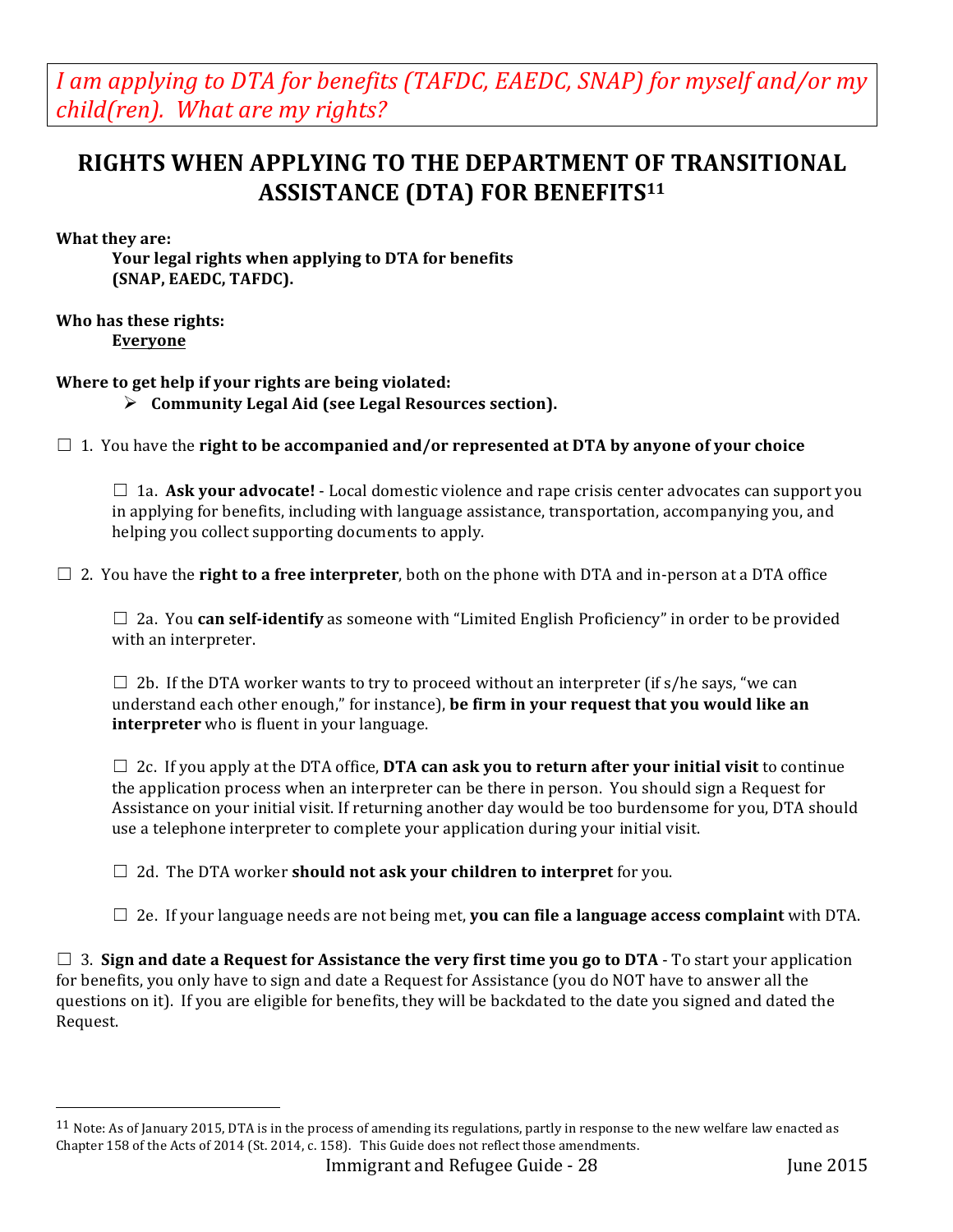*I am applying to DTA for benefits (TAFDC, EAEDC, SNAP) for myself and/or my child(ren). What are my rights?*

# RIGHTS WHEN APPLYING TO THE DEPARTMENT OF TRANSITIONAL ASSISTANCE (DTA) FOR BENEFITS[11]

**What they are:**

**Your legal rights when applying to DTA for benefits (SNAP, EAEDC, TAFDC).**

**Who has these rights:**

**Everyone**

**Where to get help if your rights are being violated:**

- **Community Legal Aid (see Legal Resources section).**

☐ 1. You have the **right to be accompanied and/or represented at DTA by anyone of your choice**

☐ 1a. **Ask your advocate!** - Local domestic violence and rape crisis center advocates can support you in applying for benefits, including with language assistance, transportation, accompanying you, and helping you collect supporting documents to apply.

☐ 2. You have the **right to a free interpreter**, both on the phone with DTA and in-person at a DTA office

☐ 2a. You **can self-identify** as someone with "Limited English Proficiency" in order to be provided with an interpreter.

☐ 2b. If the DTA worker wants to try to proceed without an interpreter (if s/he says, "we can understand each other enough," for instance), **be firm in your request that you would like an interpreter** who is fluent in your language.

☐ 2c. If you apply at the DTA office, **DTA can ask you to return after your initial visit** to continue the application process when an interpreter can be there in person. You should sign a Request for Assistance on your initial visit. If returning another day would be too burdensome for you, DTA should use a telephone interpreter to complete your application during your initial visit.

☐ 2d. The DTA worker **should not ask your children to interpret** for you.

☐ 2e. If your language needs are not being met, **you can file a language access complaint** with DTA.

☐ 3. **Sign and date a Request for Assistance the very first time you go to DTA** - To start your application for benefits, you only have to sign and date a Request for Assistance (you do NOT have to answer all the questions on it). If you are eligible for benefits, they will be backdated to the date you signed and dated the Request.

[11] Note: As of January 2015, DTA is in the process of amending its regulations, partly in response to the new welfare law enacted as Chapter 158 of the Acts of 2014 (St. 2014, c. 158). This Guide does not reflect those amendments.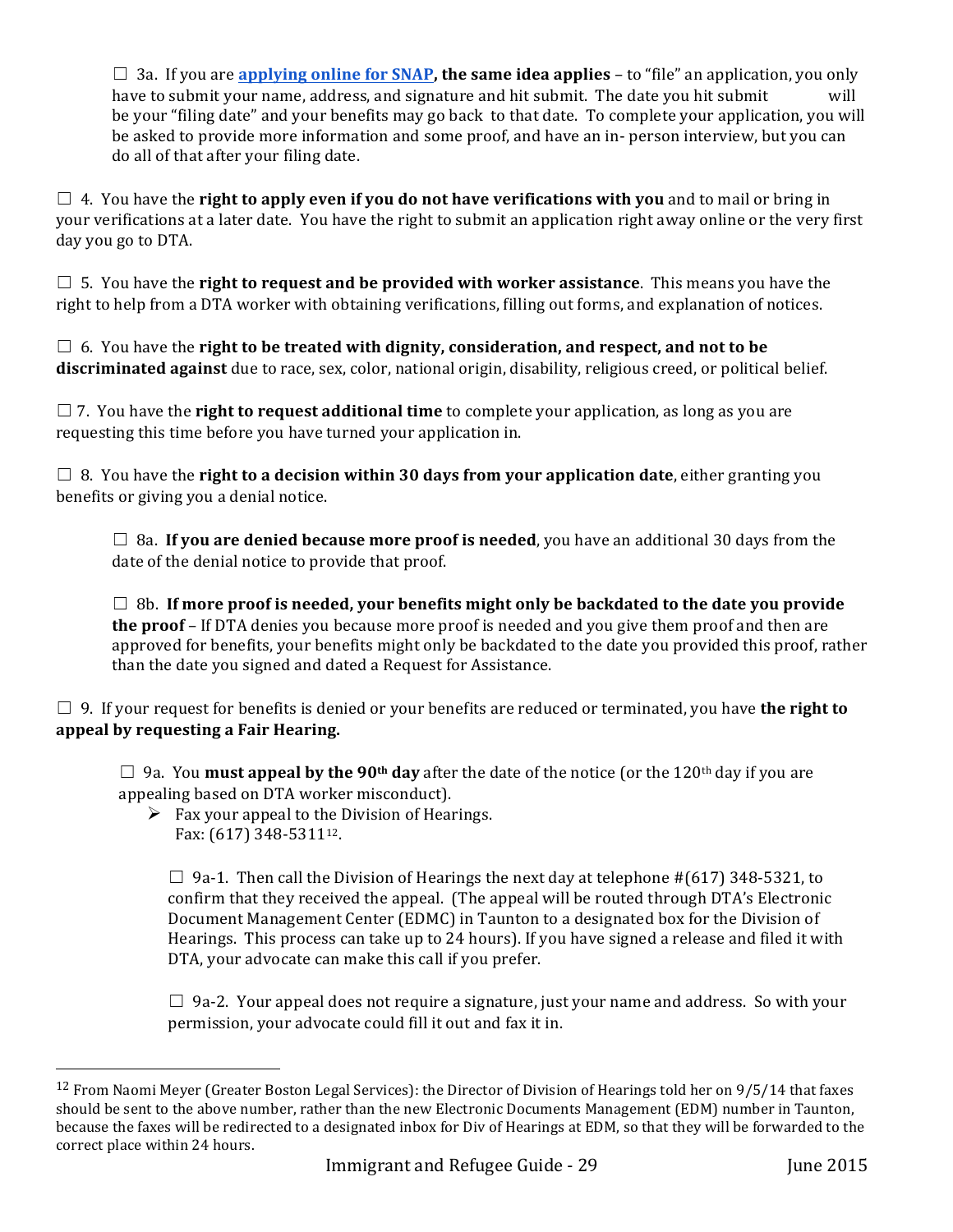☐ 3a. If you are **applying online for SNAP, the same idea applies** – to "file" an application, you only have to submit your name, address, and signature and hit submit. The date you hit submit will be your "filing date" and your benefits may go back to that date. To complete your application, you will be asked to provide more information and some proof, and have an in- person interview, but you can do all of that after your filing date.

☐ 4. You have the **right to apply even if you do not have verifications with you** and to mail or bring in your verifications at a later date. You have the right to submit an application right away online or the very first day you go to DTA.

☐ 5. You have the **right to request and be provided with worker assistance**. This means you have the right to help from a DTA worker with obtaining verifications, filling out forms, and explanation of notices.

☐ 6. You have the **right to be treated with dignity, consideration, and respect, and not to be discriminated against** due to race, sex, color, national origin, disability, religious creed, or political belief.

☐ 7. You have the **right to request additional time** to complete your application, as long as you are requesting this time before you have turned your application in.

☐ 8. You have the **right to a decision within 30 days from your application date**, either granting you benefits or giving you a denial notice.

☐ 8a. **If you are denied because more proof is needed**, you have an additional 30 days from the date of the denial notice to provide that proof.

☐ 8b. **If more proof is needed, your benefits might only be backdated to the date you provide the proof** – If DTA denies you because more proof is needed and you give them proof and then are approved for benefits, your benefits might only be backdated to the date you provided this proof, rather than the date you signed and dated a Request for Assistance.

☐ 9. If your request for benefits is denied or your benefits are reduced or terminated, you have **the right to appeal by requesting a Fair Hearing.**

☐ 9a. You **must appeal by the 90th day** after the date of the notice (or the 120th day if you are appealing based on DTA worker misconduct).

- Fax your appeal to the Division of Hearings.
  Fax: (617) 348-5311[12].

☐ 9a-1. Then call the Division of Hearings the next day at telephone #(617) 348-5321, to confirm that they received the appeal. (The appeal will be routed through DTA's Electronic Document Management Center (EDMC) in Taunton to a designated box for the Division of Hearings. This process can take up to 24 hours). If you have signed a release and filed it with DTA, your advocate can make this call if you prefer.

☐ 9a-2. Your appeal does not require a signature, just your name and address. So with your permission, your advocate could fill it out and fax it in.

[12] From Naomi Meyer (Greater Boston Legal Services): the Director of Division of Hearings told her on 9/5/14 that faxes should be sent to the above number, rather than the new Electronic Documents Management (EDM) number in Taunton, because the faxes will be redirected to a designated inbox for Div of Hearings at EDM, so that they will be forwarded to the correct place within 24 hours.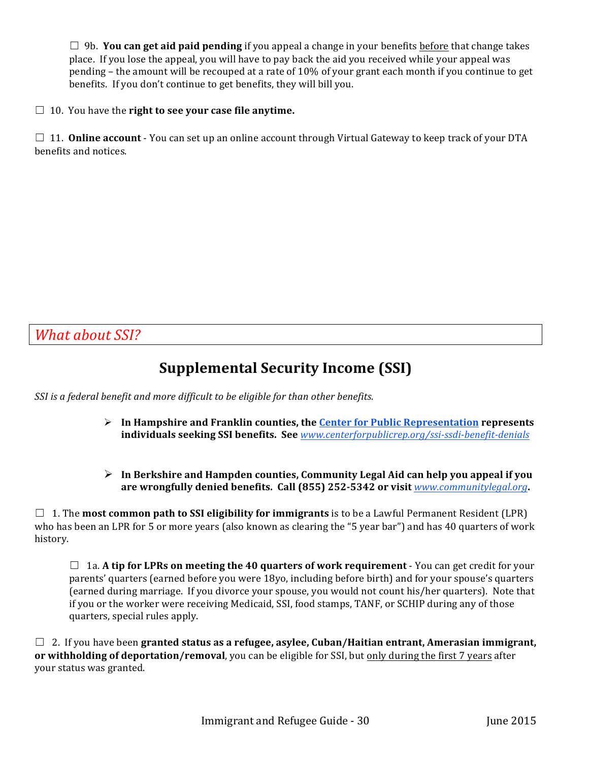☐ 9b. **You can get aid paid pending** if you appeal a change in your benefits before that change takes place. If you lose the appeal, you will have to pay back the aid you received while your appeal was pending – the amount will be recouped at a rate of 10% of your grant each month if you continue to get benefits. If you don't continue to get benefits, they will bill you.

☐ 10. You have the **right to see your case file anytime.**

☐ 11. **Online account** - You can set up an online account through Virtual Gateway to keep track of your DTA benefits and notices.

## *What about SSI?*

# Supplemental Security Income (SSI)

*SSI is a federal benefit and more difficult to be eligible for than other benefits.*

- **In Hampshire and Franklin counties, the Center for Public Representation represents individuals seeking SSI benefits. See** *www.centerforpublicrep.org/ssi-ssdi-benefit-denials*

- **In Berkshire and Hampden counties, Community Legal Aid can help you appeal if you are wrongfully denied benefits. Call (855) 252-5342 or visit** *www.communitylegal.org***.**

☐ 1. The **most common path to SSI eligibility for immigrants** is to be a Lawful Permanent Resident (LPR) who has been an LPR for 5 or more years (also known as clearing the "5 year bar") and has 40 quarters of work history.

☐ 1a. **A tip for LPRs on meeting the 40 quarters of work requirement** - You can get credit for your parents' quarters (earned before you were 18yo, including before birth) and for your spouse's quarters (earned during marriage. If you divorce your spouse, you would not count his/her quarters). Note that if you or the worker were receiving Medicaid, SSI, food stamps, TANF, or SCHIP during any of those quarters, special rules apply.

☐ 2. If you have been **granted status as a refugee, asylee, Cuban/Haitian entrant, Amerasian immigrant, or withholding of deportation/removal**, you can be eligible for SSI, but only during the first 7 years after your status was granted.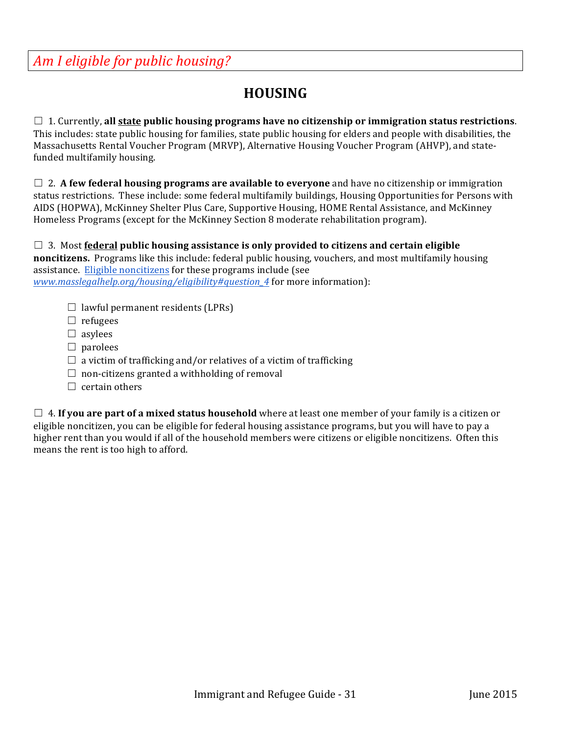*Am I eligible for public housing?*

# HOUSING

☐ 1. Currently, **all <u>state</u> public housing programs have no citizenship or immigration status restrictions**. This includes: state public housing for families, state public housing for elders and people with disabilities, the Massachusetts Rental Voucher Program (MRVP), Alternative Housing Voucher Program (AHVP), and state-funded multifamily housing.

☐ 2. **A few federal housing programs are available to everyone** and have no citizenship or immigration status restrictions. These include: some federal multifamily buildings, Housing Opportunities for Persons with AIDS (HOPWA), McKinney Shelter Plus Care, Supportive Housing, HOME Rental Assistance, and McKinney Homeless Programs (except for the McKinney Section 8 moderate rehabilitation program).

☐ 3. Most **<u>federal</u> public housing assistance is only provided to citizens and certain eligible noncitizens.** Programs like this include: federal public housing, vouchers, and most multifamily housing assistance. [Eligible noncitizens](www.masslegalhelp.org/housing/eligibility#question_4) for these programs include (see *www.masslegalhelp.org/housing/eligibility#question_4* for more information):

- ☐ lawful permanent residents (LPRs)
- ☐ refugees
- ☐ asylees
- ☐ parolees
- ☐ a victim of trafficking and/or relatives of a victim of trafficking
- ☐ non-citizens granted a withholding of removal
- ☐ certain others

☐ 4. **If you are part of a mixed status household** where at least one member of your family is a citizen or eligible noncitizen, you can be eligible for federal housing assistance programs, but you will have to pay a higher rent than you would if all of the household members were citizens or eligible noncitizens. Often this means the rent is too high to afford.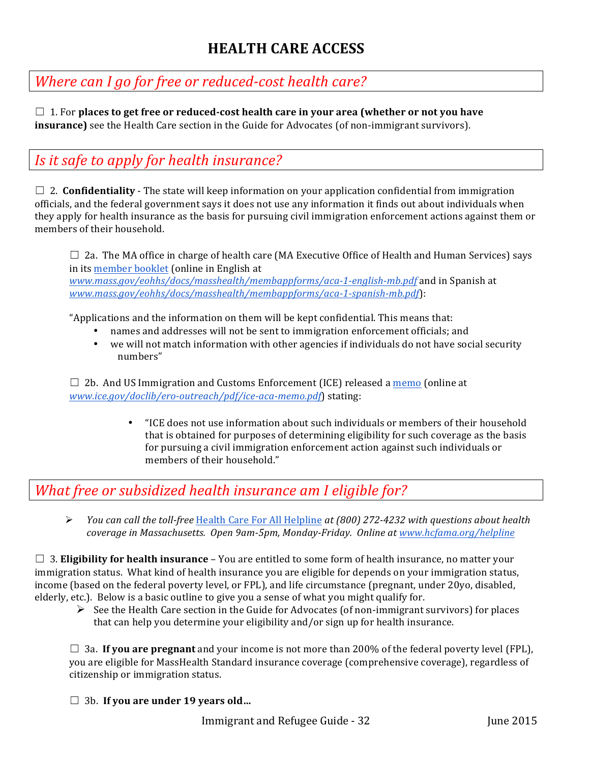# HEALTH CARE ACCESS

## *Where can I go for free or reduced-cost health care?*

☐ 1. For **places to get free or reduced-cost health care in your area (whether or not you have insurance)** see the Health Care section in the Guide for Advocates (of non-immigrant survivors).

## *Is it safe to apply for health insurance?*

☐ 2. **Confidentiality** - The state will keep information on your application confidential from immigration officials, and the federal government says it does not use any information it finds out about individuals when they apply for health insurance as the basis for pursuing civil immigration enforcement actions against them or members of their household.

☐ 2a. The MA office in charge of health care (MA Executive Office of Health and Human Services) says in its member booklet (online in English at *www.mass.gov/eohhs/docs/masshealth/membappforms/aca-1-english-mb.pdf* and in Spanish at *www.mass.gov/eohhs/docs/masshealth/membappforms/aca-1-spanish-mb.pdf*):

"Applications and the information on them will be kept confidential. This means that:

- names and addresses will not be sent to immigration enforcement officials; and
- we will not match information with other agencies if individuals do not have social security numbers"

☐ 2b. And US Immigration and Customs Enforcement (ICE) released a memo (online at *www.ice.gov/doclib/ero-outreach/pdf/ice-aca-memo.pdf*) stating:

- "ICE does not use information about such individuals or members of their household that is obtained for purposes of determining eligibility for such coverage as the basis for pursuing a civil immigration enforcement action against such individuals or members of their household."

## *What free or subsidized health insurance am I eligible for?*

- *You can call the toll-free* Health Care For All Helpline *at (800) 272-4232 with questions about health coverage in Massachusetts. Open 9am-5pm, Monday-Friday. Online at www.hcfama.org/helpline*

☐ 3. **Eligibility for health insurance** – You are entitled to some form of health insurance, no matter your immigration status. What kind of health insurance you are eligible for depends on your immigration status, income (based on the federal poverty level, or FPL), and life circumstance (pregnant, under 20yo, disabled, elderly, etc.). Below is a basic outline to give you a sense of what you might qualify for.

- See the Health Care section in the Guide for Advocates (of non-immigrant survivors) for places that can help you determine your eligibility and/or sign up for health insurance.

☐ 3a. **If you are pregnant** and your income is not more than 200% of the federal poverty level (FPL), you are eligible for MassHealth Standard insurance coverage (comprehensive coverage), regardless of citizenship or immigration status.

☐ 3b. **If you are under 19 years old…**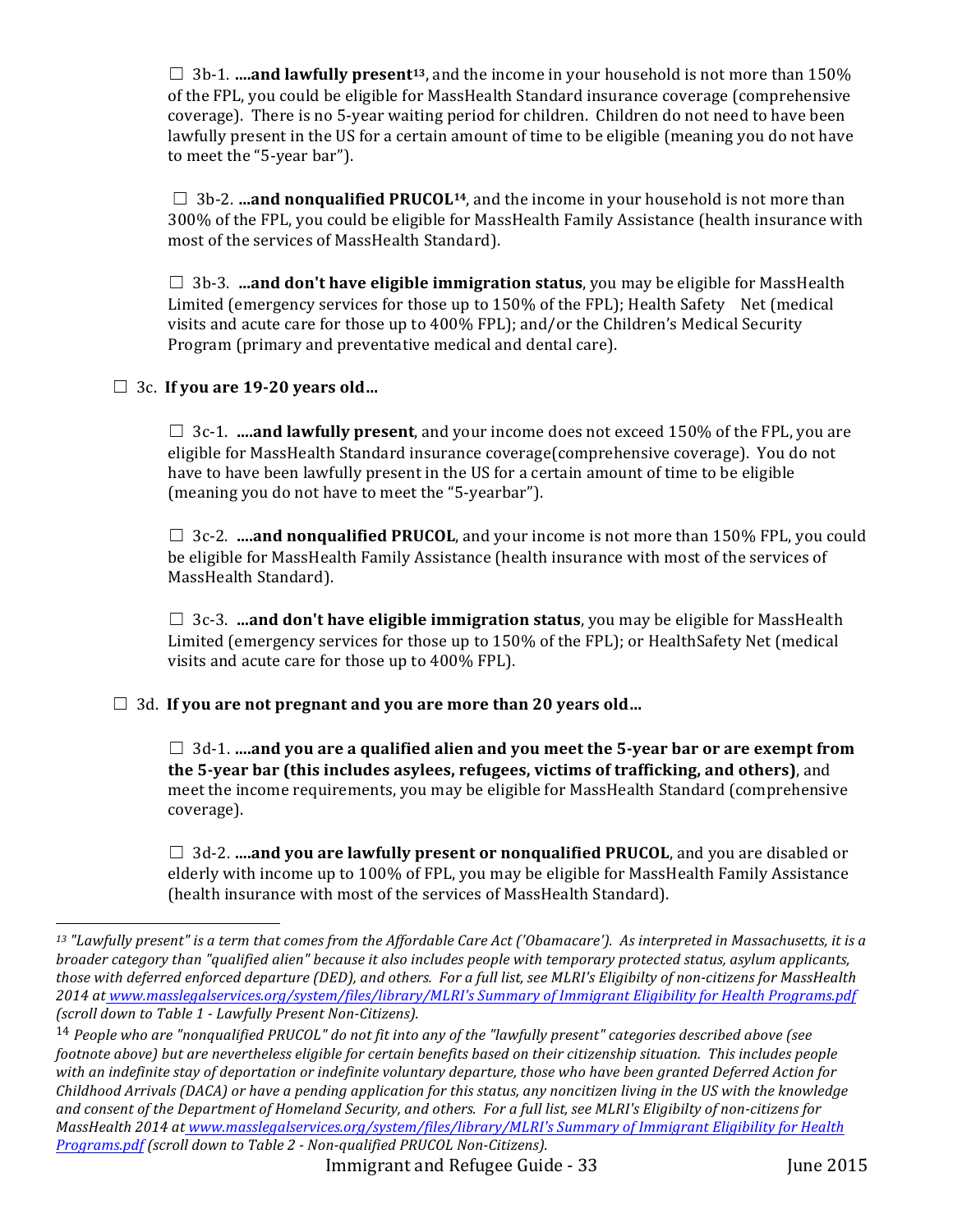☐ 3b-1. **....and lawfully present**[13], and the income in your household is not more than 150% of the FPL, you could be eligible for MassHealth Standard insurance coverage (comprehensive coverage). There is no 5-year waiting period for children. Children do not need to have been lawfully present in the US for a certain amount of time to be eligible (meaning you do not have to meet the "5-year bar").

☐ 3b-2. **...and nonqualified PRUCOL**[14], and the income in your household is not more than 300% of the FPL, you could be eligible for MassHealth Family Assistance (health insurance with most of the services of MassHealth Standard).

☐ 3b-3. **...and don't have eligible immigration status**, you may be eligible for MassHealth Limited (emergency services for those up to 150% of the FPL); Health Safety Net (medical visits and acute care for those up to 400% FPL); and/or the Children's Medical Security Program (primary and preventative medical and dental care).

☐ 3c. **If you are 19-20 years old...**

☐ 3c-1. **....and lawfully present**, and your income does not exceed 150% of the FPL, you are eligible for MassHealth Standard insurance coverage(comprehensive coverage). You do not have to have been lawfully present in the US for a certain amount of time to be eligible (meaning you do not have to meet the "5-yearbar").

☐ 3c-2. **....and nonqualified PRUCOL**, and your income is not more than 150% FPL, you could be eligible for MassHealth Family Assistance (health insurance with most of the services of MassHealth Standard).

☐ 3c-3. **...and don't have eligible immigration status**, you may be eligible for MassHealth Limited (emergency services for those up to 150% of the FPL); or HealthSafety Net (medical visits and acute care for those up to 400% FPL).

☐ 3d. **If you are not pregnant and you are more than 20 years old...**

☐ 3d-1. **....and you are a qualified alien and you meet the 5-year bar or are exempt from the 5-year bar (this includes asylees, refugees, victims of trafficking, and others)**, and meet the income requirements, you may be eligible for MassHealth Standard (comprehensive coverage).

☐ 3d-2. **....and you are lawfully present or nonqualified PRUCOL**, and you are disabled or elderly with income up to 100% of FPL, you may be eligible for MassHealth Family Assistance (health insurance with most of the services of MassHealth Standard).

---

[13] *"Lawfully present" is a term that comes from the Affordable Care Act ('Obamacare'). As interpreted in Massachusetts, it is a broader category than "qualified alien" because it also includes people with temporary protected status, asylum applicants, those with deferred enforced departure (DED), and others. For a full list, see MLRI's Eligibilty of non-citizens for MassHealth 2014 at www.masslegalservices.org/system/files/library/MLRI's Summary of Immigrant Eligibility for Health Programs.pdf (scroll down to Table 1 - Lawfully Present Non-Citizens).*

[14] *People who are "nonqualified PRUCOL" do not fit into any of the "lawfully present" categories described above (see footnote above) but are nevertheless eligible for certain benefits based on their citizenship situation. This includes people with an indefinite stay of deportation or indefinite voluntary departure, those who have been granted Deferred Action for Childhood Arrivals (DACA) or have a pending application for this status, any noncitizen living in the US with the knowledge and consent of the Department of Homeland Security, and others. For a full list, see MLRI's Eligibilty of non-citizens for MassHealth 2014 at www.masslegalservices.org/system/files/library/MLRI's Summary of Immigrant Eligibility for Health Programs.pdf (scroll down to Table 2 - Non-qualified PRUCOL Non-Citizens).*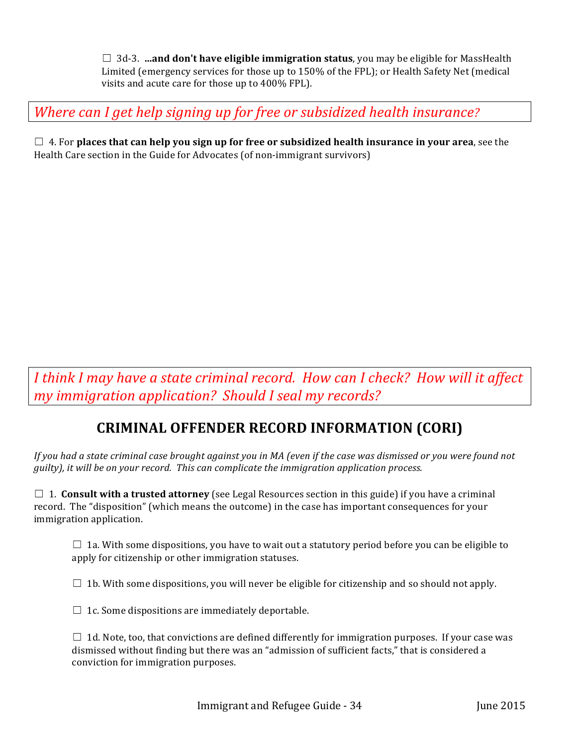☐ 3d-3. **...and don't have eligible immigration status**, you may be eligible for MassHealth Limited (emergency services for those up to 150% of the FPL); or Health Safety Net (medical visits and acute care for those up to 400% FPL).

*Where can I get help signing up for free or subsidized health insurance?*

☐ 4. For **places that can help you sign up for free or subsidized health insurance in your area**, see the Health Care section in the Guide for Advocates (of non-immigrant survivors)

*I think I may have a state criminal record. How can I check? How will it affect my immigration application? Should I seal my records?*

## CRIMINAL OFFENDER RECORD INFORMATION (CORI)

*If you had a state criminal case brought against you in MA (even if the case was dismissed or you were found not guilty), it will be on your record. This can complicate the immigration application process.*

☐ 1. **Consult with a trusted attorney** (see Legal Resources section in this guide) if you have a criminal record. The "disposition" (which means the outcome) in the case has important consequences for your immigration application.

☐ 1a. With some dispositions, you have to wait out a statutory period before you can be eligible to apply for citizenship or other immigration statuses.

☐ 1b. With some dispositions, you will never be eligible for citizenship and so should not apply.

☐ 1c. Some dispositions are immediately deportable.

☐ 1d. Note, too, that convictions are defined differently for immigration purposes. If your case was dismissed without finding but there was an "admission of sufficient facts," that is considered a conviction for immigration purposes.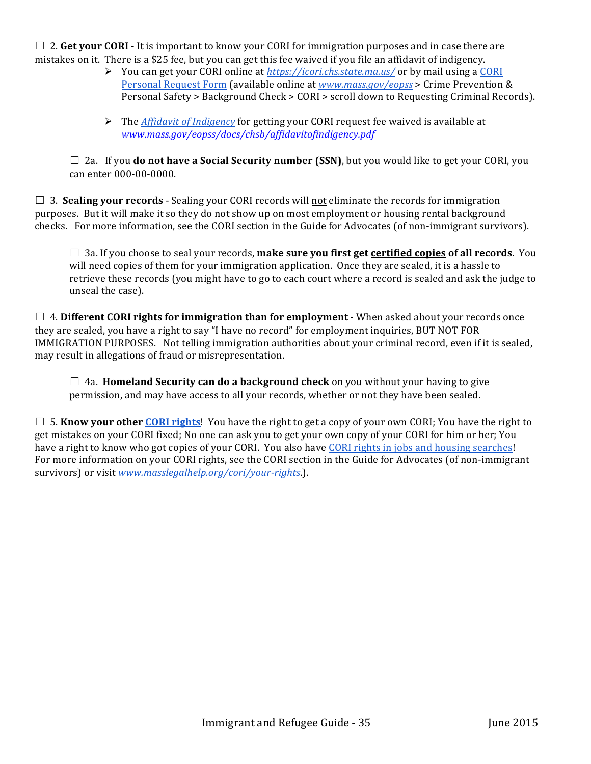☐ 2. **Get your CORI -** It is important to know your CORI for immigration purposes and in case there are mistakes on it. There is a $25 fee, but you can get this fee waived if you file an affidavit of indigency.

- You can get your CORI online at *https://icori.chs.state.ma.us/* or by mail using a CORI Personal Request Form (available online at *www.mass.gov/eopss* > Crime Prevention & Personal Safety > Background Check > CORI > scroll down to Requesting Criminal Records).
- The *Affidavit of Indigency* for getting your CORI request fee waived is available at *www.mass.gov/eopss/docs/chsb/affidavitofindigency.pdf*

☐ 2a. If you **do not have a Social Security number (SSN)**, but you would like to get your CORI, you can enter 000-00-0000.

☐ 3. **Sealing your records** - Sealing your CORI records will not eliminate the records for immigration purposes. But it will make it so they do not show up on most employment or housing rental background checks. For more information, see the CORI section in the Guide for Advocates (of non-immigrant survivors).

☐ 3a. If you choose to seal your records, **make sure you first get certified copies of all records**. You will need copies of them for your immigration application. Once they are sealed, it is a hassle to retrieve these records (you might have to go to each court where a record is sealed and ask the judge to unseal the case).

☐ 4. **Different CORI rights for immigration than for employment** - When asked about your records once they are sealed, you have a right to say "I have no record" for employment inquiries, BUT NOT FOR IMMIGRATION PURPOSES. Not telling immigration authorities about your criminal record, even if it is sealed, may result in allegations of fraud or misrepresentation.

☐ 4a. **Homeland Security can do a background check** on you without your having to give permission, and may have access to all your records, whether or not they have been sealed.

☐ 5. **Know your other CORI rights**! You have the right to get a copy of your own CORI; You have the right to get mistakes on your CORI fixed; No one can ask you to get your own copy of your CORI for him or her; You have a right to know who got copies of your CORI. You also have CORI rights in jobs and housing searches! For more information on your CORI rights, see the CORI section in the Guide for Advocates (of non-immigrant survivors) or visit *www.masslegalhelp.org/cori/your-rights*.).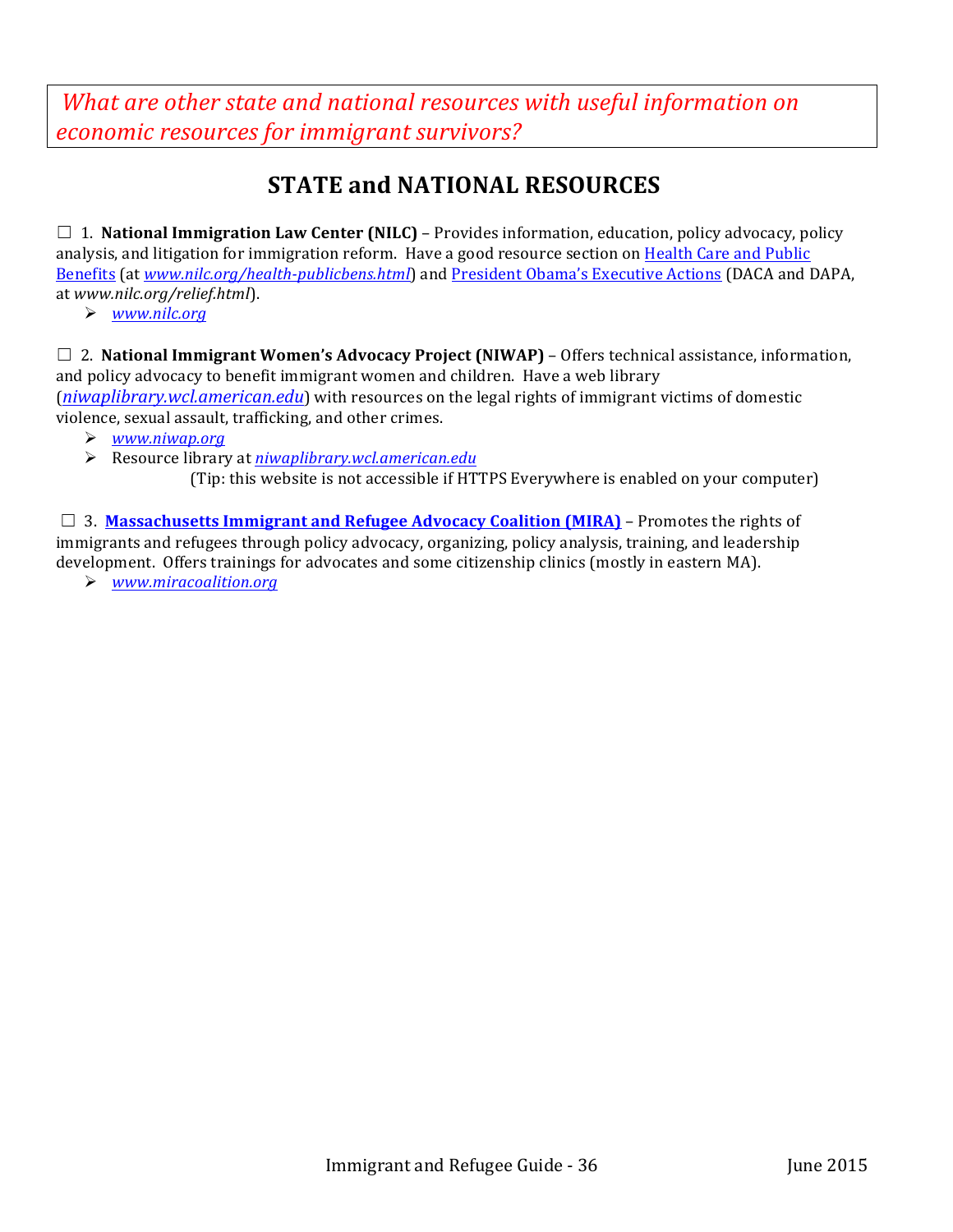*What are other state and national resources with useful information on economic resources for immigrant survivors?*

## STATE and NATIONAL RESOURCES

☐ 1. **National Immigration Law Center (NILC)** – Provides information, education, policy advocacy, policy analysis, and litigation for immigration reform. Have a good resource section on Health Care and Public Benefits (at *www.nilc.org/health-publicbens.html*) and President Obama's Executive Actions (DACA and DAPA, at *www.nilc.org/relief.html*).

- *www.nilc.org*

☐ 2. **National Immigrant Women's Advocacy Project (NIWAP)** – Offers technical assistance, information, and policy advocacy to benefit immigrant women and children. Have a web library (*niwaplibrary.wcl.american.edu*) with resources on the legal rights of immigrant victims of domestic violence, sexual assault, trafficking, and other crimes.

- *www.niwap.org*
- Resource library at *niwaplibrary.wcl.american.edu*
  (Tip: this website is not accessible if HTTPS Everywhere is enabled on your computer)

☐ 3. **Massachusetts Immigrant and Refugee Advocacy Coalition (MIRA)** – Promotes the rights of immigrants and refugees through policy advocacy, organizing, policy analysis, training, and leadership development. Offers trainings for advocates and some citizenship clinics (mostly in eastern MA).

- *www.miracoalition.org*